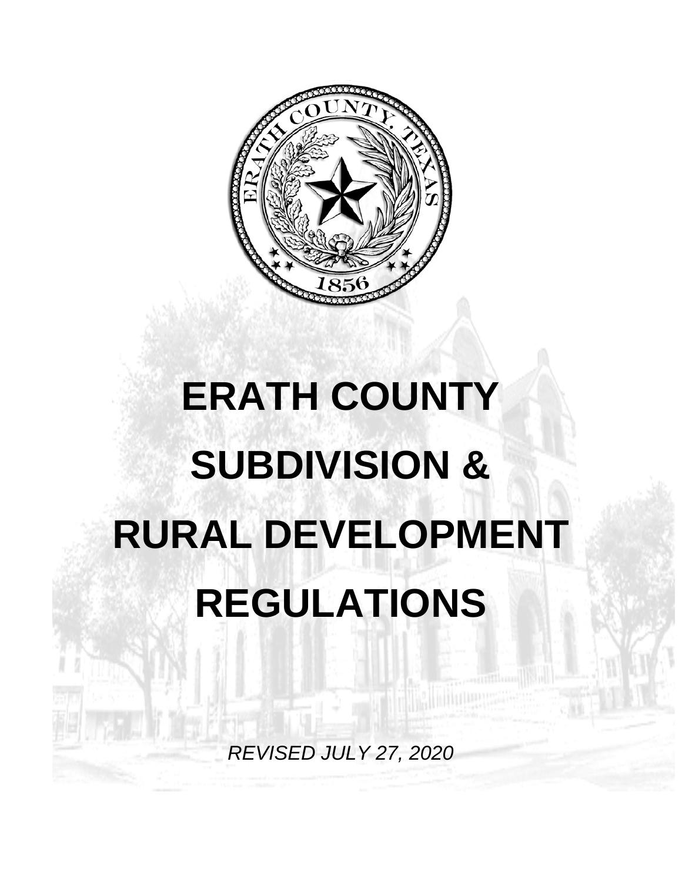# ERATH COUNTY SUBDIVISION & RURAL DEVELOPMENT REGULATIONS

*REVISED JULY 27, 2020*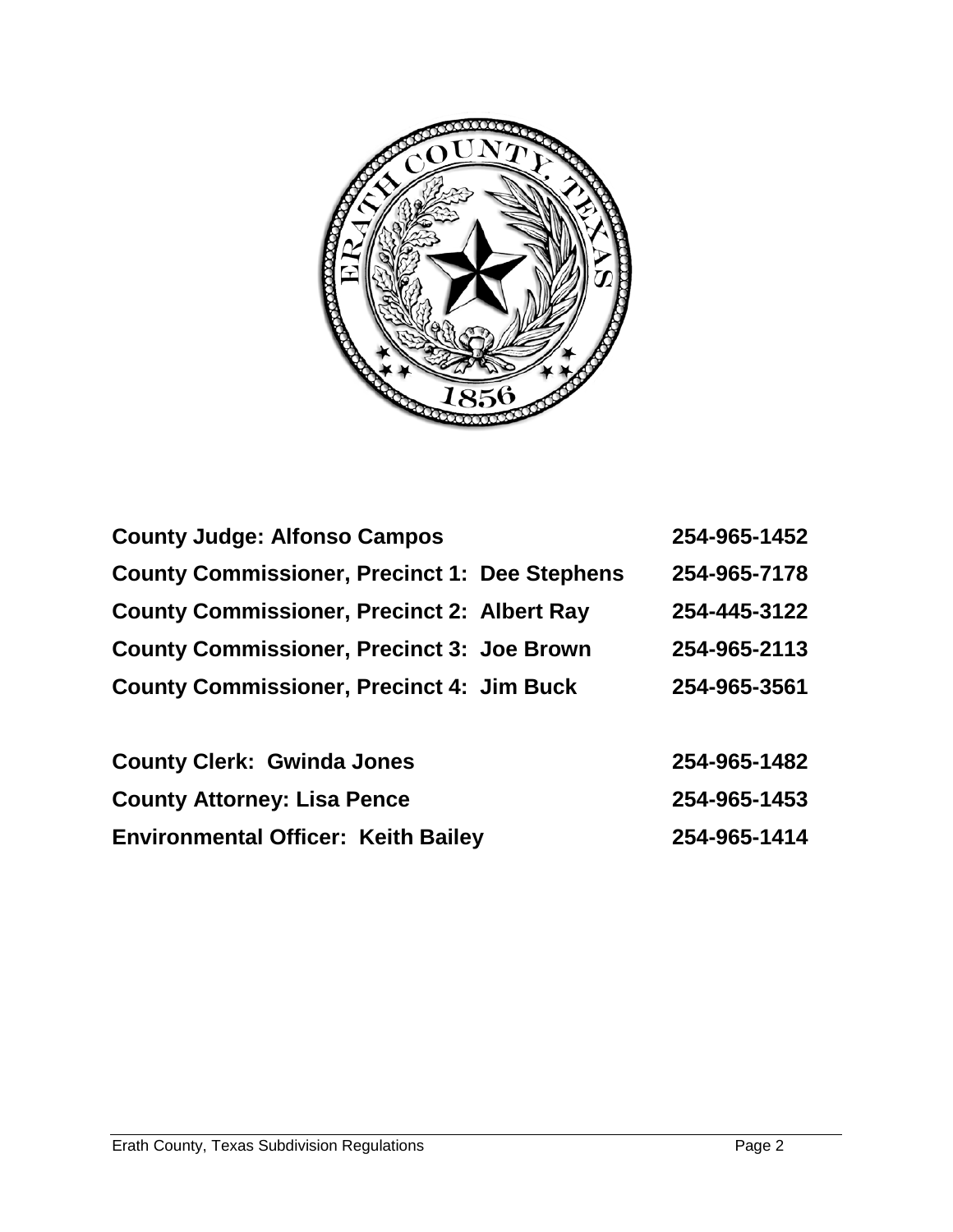**County Judge: Alfonso Campos** **254-965-1452**

**County Commissioner, Precinct 1: Dee Stephens** **254-965-7178**

**County Commissioner, Precinct 2: Albert Ray** **254-445-3122**

**County Commissioner, Precinct 3: Joe Brown** **254-965-2113**

**County Commissioner, Precinct 4: Jim Buck** **254-965-3561**

**County Clerk: Gwinda Jones** **254-965-1482**

**County Attorney: Lisa Pence** **254-965-1453**

**Environmental Officer: Keith Bailey** **254-965-1414**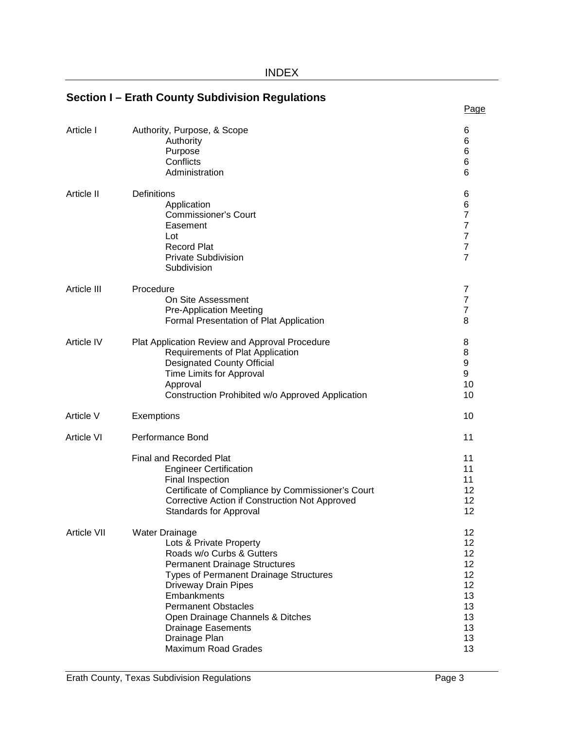INDEX

## Section I – Erath County Subdivision Regulations

| | | Page |
|---|---|---|
| Article I | Authority, Purpose, & Scope | 6 |
| | Authority | 6 |
| | Purpose | 6 |
| | Conflicts | 6 |
| | Administration | 6 |
| Article II | Definitions | 6 |
| | Application | 6 |
| | Commissioner's Court | 7 |
| | Easement | 7 |
| | Lot | 7 |
| | Record Plat | 7 |
| | Private Subdivision | 7 |
| | Subdivision | |
| Article III | Procedure | 7 |
| | On Site Assessment | 7 |
| | Pre-Application Meeting | 7 |
| | Formal Presentation of Plat Application | 8 |
| Article IV | Plat Application Review and Approval Procedure | 8 |
| | Requirements of Plat Application | 8 |
| | Designated County Official | 9 |
| | Time Limits for Approval | 9 |
| | Approval | 10 |
| | Construction Prohibited w/o Approved Application | 10 |
| Article V | Exemptions | 10 |
| Article VI | Performance Bond | 11 |
| | Final and Recorded Plat | 11 |
| | Engineer Certification | 11 |
| | Final Inspection | 11 |
| | Certificate of Compliance by Commissioner's Court | 12 |
| | Corrective Action if Construction Not Approved | 12 |
| | Standards for Approval | 12 |
| Article VII | Water Drainage | 12 |
| | Lots & Private Property | 12 |
| | Roads w/o Curbs & Gutters | 12 |
| | Permanent Drainage Structures | 12 |
| | Types of Permanent Drainage Structures | 12 |
| | Driveway Drain Pipes | 12 |
| | Embankments | 13 |
| | Permanent Obstacles | 13 |
| | Open Drainage Channels & Ditches | 13 |
| | Drainage Easements | 13 |
| | Drainage Plan | 13 |
| | Maximum Road Grades | 13 |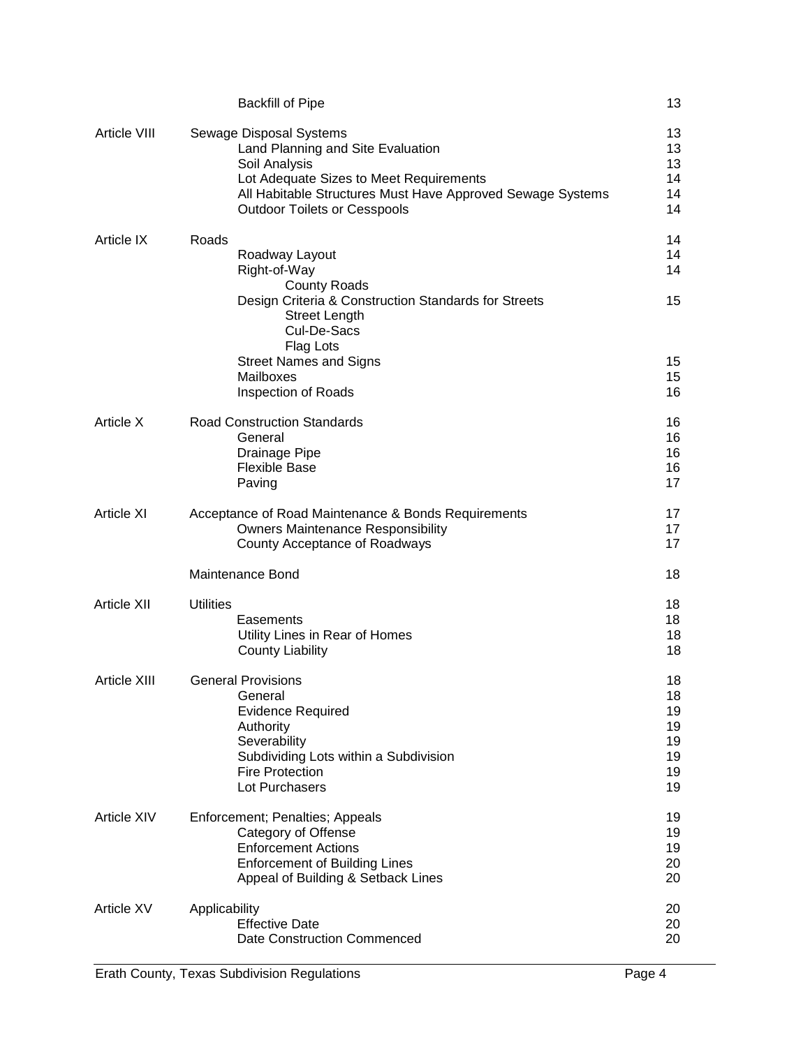| | | |
|---|---|---|
| | Backfill of Pipe | 13 |
| Article VIII | Sewage Disposal Systems | 13 |
| | Land Planning and Site Evaluation | 13 |
| | Soil Analysis | 13 |
| | Lot Adequate Sizes to Meet Requirements | 14 |
| | All Habitable Structures Must Have Approved Sewage Systems | 14 |
| | Outdoor Toilets or Cesspools | 14 |
| Article IX | Roads | 14 |
| | Roadway Layout | 14 |
| | Right-of-Way | 14 |
| | County Roads | |
| | Design Criteria & Construction Standards for Streets | 15 |
| | Street Length | |
| | Cul-De-Sacs | |
| | Flag Lots | |
| | Street Names and Signs | 15 |
| | Mailboxes | 15 |
| | Inspection of Roads | 16 |
| Article X | Road Construction Standards | 16 |
| | General | 16 |
| | Drainage Pipe | 16 |
| | Flexible Base | 16 |
| | Paving | 17 |
| Article XI | Acceptance of Road Maintenance & Bonds Requirements | 17 |
| | Owners Maintenance Responsibility | 17 |
| | County Acceptance of Roadways | 17 |
| | Maintenance Bond | 18 |
| Article XII | Utilities | 18 |
| | Easements | 18 |
| | Utility Lines in Rear of Homes | 18 |
| | County Liability | 18 |
| Article XIII | General Provisions | 18 |
| | General | 18 |
| | Evidence Required | 19 |
| | Authority | 19 |
| | Severability | 19 |
| | Subdividing Lots within a Subdivision | 19 |
| | Fire Protection | 19 |
| | Lot Purchasers | 19 |
| Article XIV | Enforcement; Penalties; Appeals | 19 |
| | Category of Offense | 19 |
| | Enforcement Actions | 19 |
| | Enforcement of Building Lines | 20 |
| | Appeal of Building & Setback Lines | 20 |
| Article XV | Applicability | 20 |
| | Effective Date | 20 |
| | Date Construction Commenced | 20 |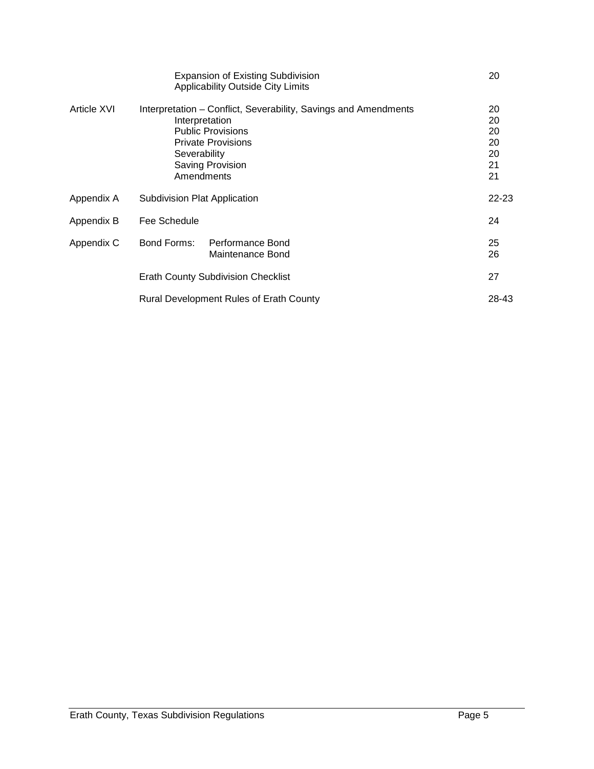| | | |
|---|---|---|
| | Expansion of Existing Subdivision | 20 |
| | Applicability Outside City Limits | |
| Article XVI | Interpretation – Conflict, Severability, Savings and Amendments | 20 |
| | Interpretation | 20 |
| | Public Provisions | 20 |
| | Private Provisions | 20 |
| | Severability | 20 |
| | Saving Provision | 21 |
| | Amendments | 21 |
| Appendix A | Subdivision Plat Application | 22-23 |
| Appendix B | Fee Schedule | 24 |
| Appendix C | Bond Forms: Performance Bond | 25 |
| | Maintenance Bond | 26 |
| | Erath County Subdivision Checklist | 27 |
| | Rural Development Rules of Erath County | 28-43 |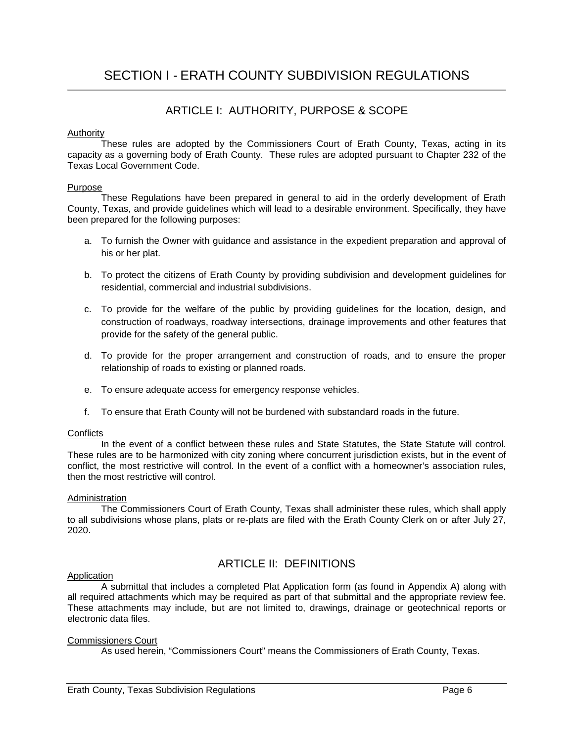# SECTION I - ERATH COUNTY SUBDIVISION REGULATIONS

## ARTICLE I: AUTHORITY, PURPOSE & SCOPE

### Authority

These rules are adopted by the Commissioners Court of Erath County, Texas, acting in its capacity as a governing body of Erath County. These rules are adopted pursuant to Chapter 232 of the Texas Local Government Code.

### Purpose

These Regulations have been prepared in general to aid in the orderly development of Erath County, Texas, and provide guidelines which will lead to a desirable environment. Specifically, they have been prepared for the following purposes:

a. To furnish the Owner with guidance and assistance in the expedient preparation and approval of his or her plat.

b. To protect the citizens of Erath County by providing subdivision and development guidelines for residential, commercial and industrial subdivisions.

c. To provide for the welfare of the public by providing guidelines for the location, design, and construction of roadways, roadway intersections, drainage improvements and other features that provide for the safety of the general public.

d. To provide for the proper arrangement and construction of roads, and to ensure the proper relationship of roads to existing or planned roads.

e. To ensure adequate access for emergency response vehicles.

f. To ensure that Erath County will not be burdened with substandard roads in the future.

### Conflicts

In the event of a conflict between these rules and State Statutes, the State Statute will control. These rules are to be harmonized with city zoning where concurrent jurisdiction exists, but in the event of conflict, the most restrictive will control. In the event of a conflict with a homeowner's association rules, then the most restrictive will control.

### Administration

The Commissioners Court of Erath County, Texas shall administer these rules, which shall apply to all subdivisions whose plans, plats or re-plats are filed with the Erath County Clerk on or after July 27, 2020.

## ARTICLE II: DEFINITIONS

### Application

A submittal that includes a completed Plat Application form (as found in Appendix A) along with all required attachments which may be required as part of that submittal and the appropriate review fee. These attachments may include, but are not limited to, drawings, drainage or geotechnical reports or electronic data files.

### Commissioners Court

As used herein, "Commissioners Court" means the Commissioners of Erath County, Texas.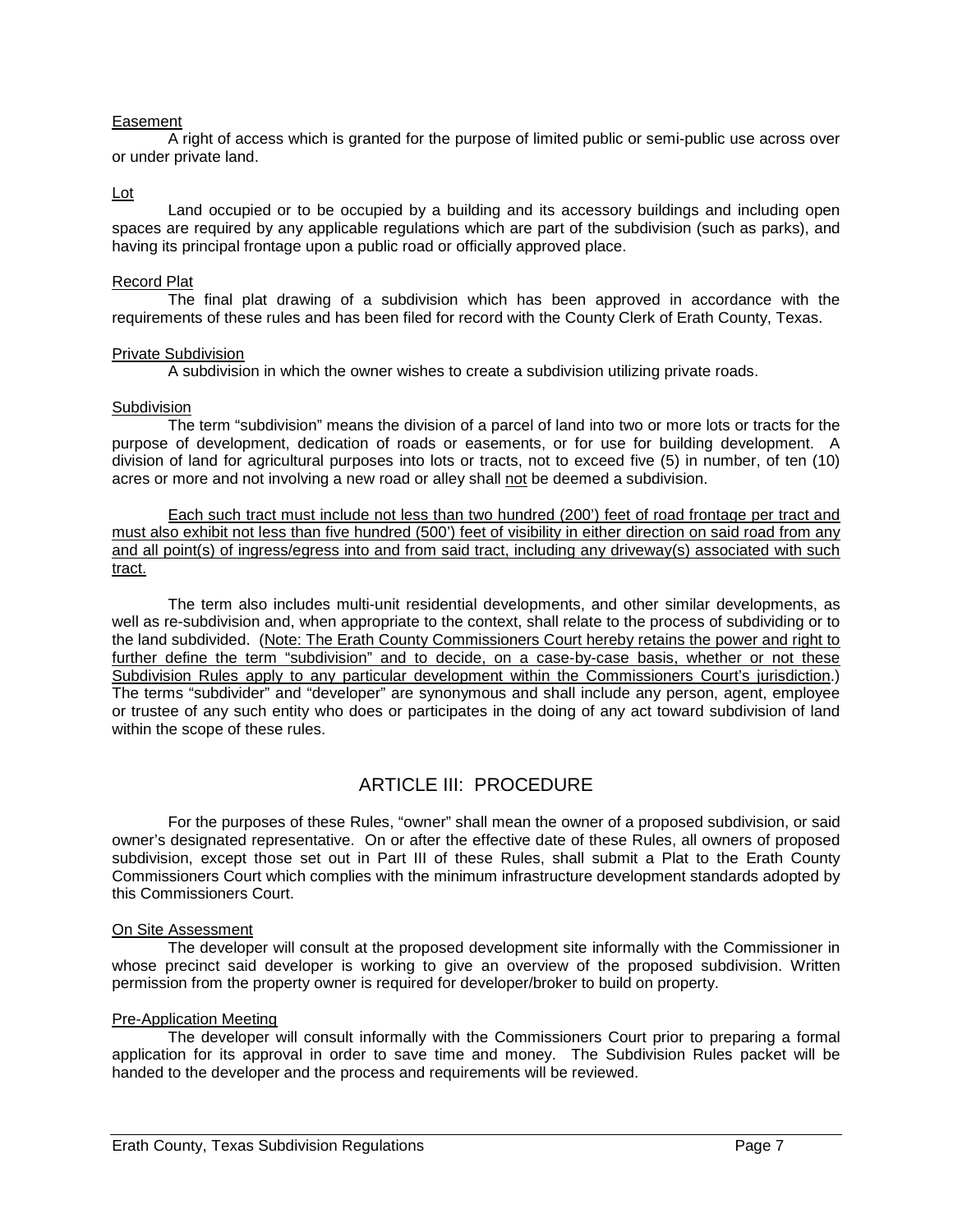Easement

A right of access which is granted for the purpose of limited public or semi-public use across over or under private land.

Lot

Land occupied or to be occupied by a building and its accessory buildings and including open spaces are required by any applicable regulations which are part of the subdivision (such as parks), and having its principal frontage upon a public road or officially approved place.

Record Plat

The final plat drawing of a subdivision which has been approved in accordance with the requirements of these rules and has been filed for record with the County Clerk of Erath County, Texas.

Private Subdivision

A subdivision in which the owner wishes to create a subdivision utilizing private roads.

Subdivision

The term "subdivision" means the division of a parcel of land into two or more lots or tracts for the purpose of development, dedication of roads or easements, or for use for building development. A division of land for agricultural purposes into lots or tracts, not to exceed five (5) in number, of ten (10) acres or more and not involving a new road or alley shall not be deemed a subdivision.

Each such tract must include not less than two hundred (200') feet of road frontage per tract and must also exhibit not less than five hundred (500') feet of visibility in either direction on said road from any and all point(s) of ingress/egress into and from said tract, including any driveway(s) associated with such tract.

The term also includes multi-unit residential developments, and other similar developments, as well as re-subdivision and, when appropriate to the context, shall relate to the process of subdividing or to the land subdivided. (Note: The Erath County Commissioners Court hereby retains the power and right to further define the term "subdivision" and to decide, on a case-by-case basis, whether or not these Subdivision Rules apply to any particular development within the Commissioners Court's jurisdiction.) The terms "subdivider" and "developer" are synonymous and shall include any person, agent, employee or trustee of any such entity who does or participates in the doing of any act toward subdivision of land within the scope of these rules.

## ARTICLE III: PROCEDURE

For the purposes of these Rules, "owner" shall mean the owner of a proposed subdivision, or said owner's designated representative. On or after the effective date of these Rules, all owners of proposed subdivision, except those set out in Part III of these Rules, shall submit a Plat to the Erath County Commissioners Court which complies with the minimum infrastructure development standards adopted by this Commissioners Court.

On Site Assessment

The developer will consult at the proposed development site informally with the Commissioner in whose precinct said developer is working to give an overview of the proposed subdivision. Written permission from the property owner is required for developer/broker to build on property.

Pre-Application Meeting

The developer will consult informally with the Commissioners Court prior to preparing a formal application for its approval in order to save time and money. The Subdivision Rules packet will be handed to the developer and the process and requirements will be reviewed.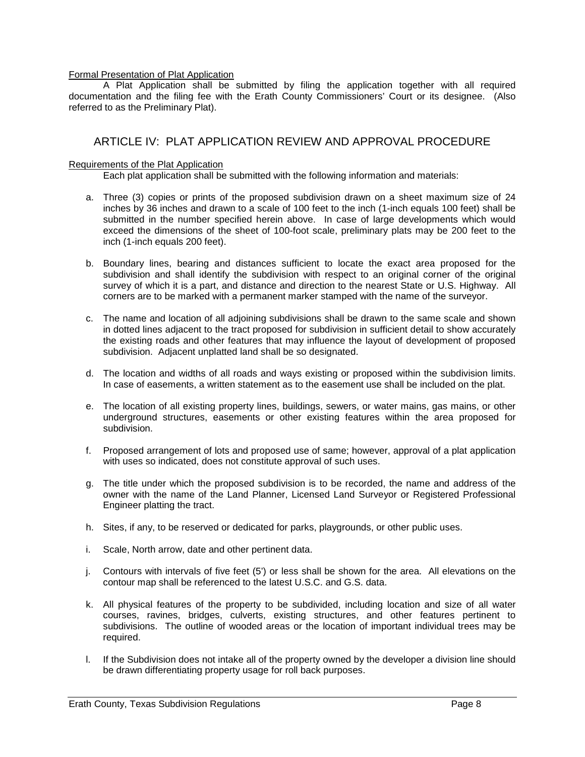Formal Presentation of Plat Application

A Plat Application shall be submitted by filing the application together with all required documentation and the filing fee with the Erath County Commissioners' Court or its designee. (Also referred to as the Preliminary Plat).

## ARTICLE IV: PLAT APPLICATION REVIEW AND APPROVAL PROCEDURE

Requirements of the Plat Application

Each plat application shall be submitted with the following information and materials:

a. Three (3) copies or prints of the proposed subdivision drawn on a sheet maximum size of 24 inches by 36 inches and drawn to a scale of 100 feet to the inch (1-inch equals 100 feet) shall be submitted in the number specified herein above. In case of large developments which would exceed the dimensions of the sheet of 100-foot scale, preliminary plats may be 200 feet to the inch (1-inch equals 200 feet).

b. Boundary lines, bearing and distances sufficient to locate the exact area proposed for the subdivision and shall identify the subdivision with respect to an original corner of the original survey of which it is a part, and distance and direction to the nearest State or U.S. Highway. All corners are to be marked with a permanent marker stamped with the name of the surveyor.

c. The name and location of all adjoining subdivisions shall be drawn to the same scale and shown in dotted lines adjacent to the tract proposed for subdivision in sufficient detail to show accurately the existing roads and other features that may influence the layout of development of proposed subdivision. Adjacent unplatted land shall be so designated.

d. The location and widths of all roads and ways existing or proposed within the subdivision limits. In case of easements, a written statement as to the easement use shall be included on the plat.

e. The location of all existing property lines, buildings, sewers, or water mains, gas mains, or other underground structures, easements or other existing features within the area proposed for subdivision.

f. Proposed arrangement of lots and proposed use of same; however, approval of a plat application with uses so indicated, does not constitute approval of such uses.

g. The title under which the proposed subdivision is to be recorded, the name and address of the owner with the name of the Land Planner, Licensed Land Surveyor or Registered Professional Engineer platting the tract.

h. Sites, if any, to be reserved or dedicated for parks, playgrounds, or other public uses.

i. Scale, North arrow, date and other pertinent data.

j. Contours with intervals of five feet (5') or less shall be shown for the area. All elevations on the contour map shall be referenced to the latest U.S.C. and G.S. data.

k. All physical features of the property to be subdivided, including location and size of all water courses, ravines, bridges, culverts, existing structures, and other features pertinent to subdivisions. The outline of wooded areas or the location of important individual trees may be required.

l. If the Subdivision does not intake all of the property owned by the developer a division line should be drawn differentiating property usage for roll back purposes.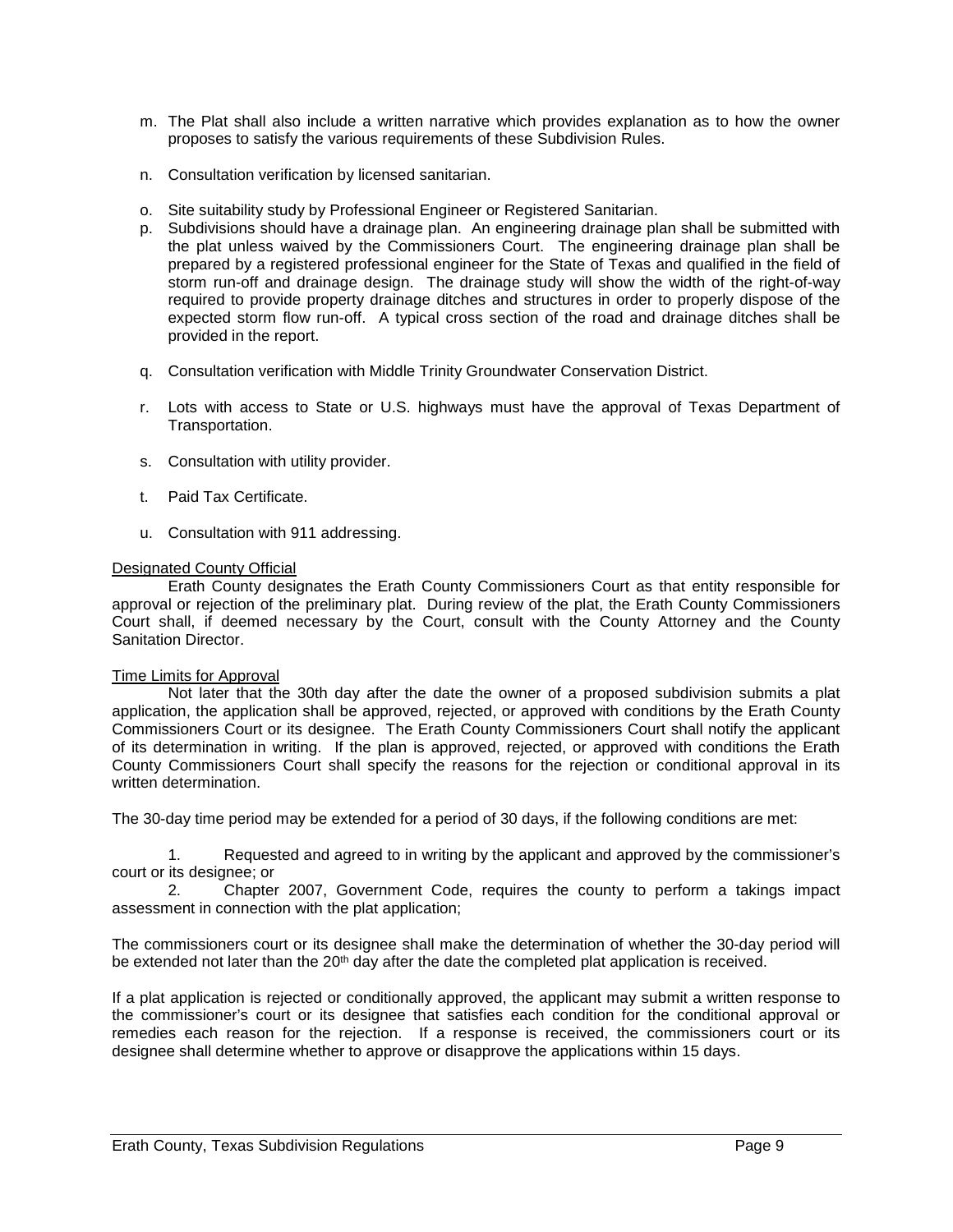m. The Plat shall also include a written narrative which provides explanation as to how the owner proposes to satisfy the various requirements of these Subdivision Rules.

n. Consultation verification by licensed sanitarian.

o. Site suitability study by Professional Engineer or Registered Sanitarian.

p. Subdivisions should have a drainage plan. An engineering drainage plan shall be submitted with the plat unless waived by the Commissioners Court. The engineering drainage plan shall be prepared by a registered professional engineer for the State of Texas and qualified in the field of storm run-off and drainage design. The drainage study will show the width of the right-of-way required to provide property drainage ditches and structures in order to properly dispose of the expected storm flow run-off. A typical cross section of the road and drainage ditches shall be provided in the report.

q. Consultation verification with Middle Trinity Groundwater Conservation District.

r. Lots with access to State or U.S. highways must have the approval of Texas Department of Transportation.

s. Consultation with utility provider.

t. Paid Tax Certificate.

u. Consultation with 911 addressing.

<u>Designated County Official</u>

Erath County designates the Erath County Commissioners Court as that entity responsible for approval or rejection of the preliminary plat. During review of the plat, the Erath County Commissioners Court shall, if deemed necessary by the Court, consult with the County Attorney and the County Sanitation Director.

<u>Time Limits for Approval</u>

Not later that the 30th day after the date the owner of a proposed subdivision submits a plat application, the application shall be approved, rejected, or approved with conditions by the Erath County Commissioners Court or its designee. The Erath County Commissioners Court shall notify the applicant of its determination in writing. If the plan is approved, rejected, or approved with conditions the Erath County Commissioners Court shall specify the reasons for the rejection or conditional approval in its written determination.

The 30-day time period may be extended for a period of 30 days, if the following conditions are met:

1. Requested and agreed to in writing by the applicant and approved by the commissioner's court or its designee; or
2. Chapter 2007, Government Code, requires the county to perform a takings impact assessment in connection with the plat application;

The commissioners court or its designee shall make the determination of whether the 30-day period will be extended not later than the 20th day after the date the completed plat application is received.

If a plat application is rejected or conditionally approved, the applicant may submit a written response to the commissioner's court or its designee that satisfies each condition for the conditional approval or remedies each reason for the rejection. If a response is received, the commissioners court or its designee shall determine whether to approve or disapprove the applications within 15 days.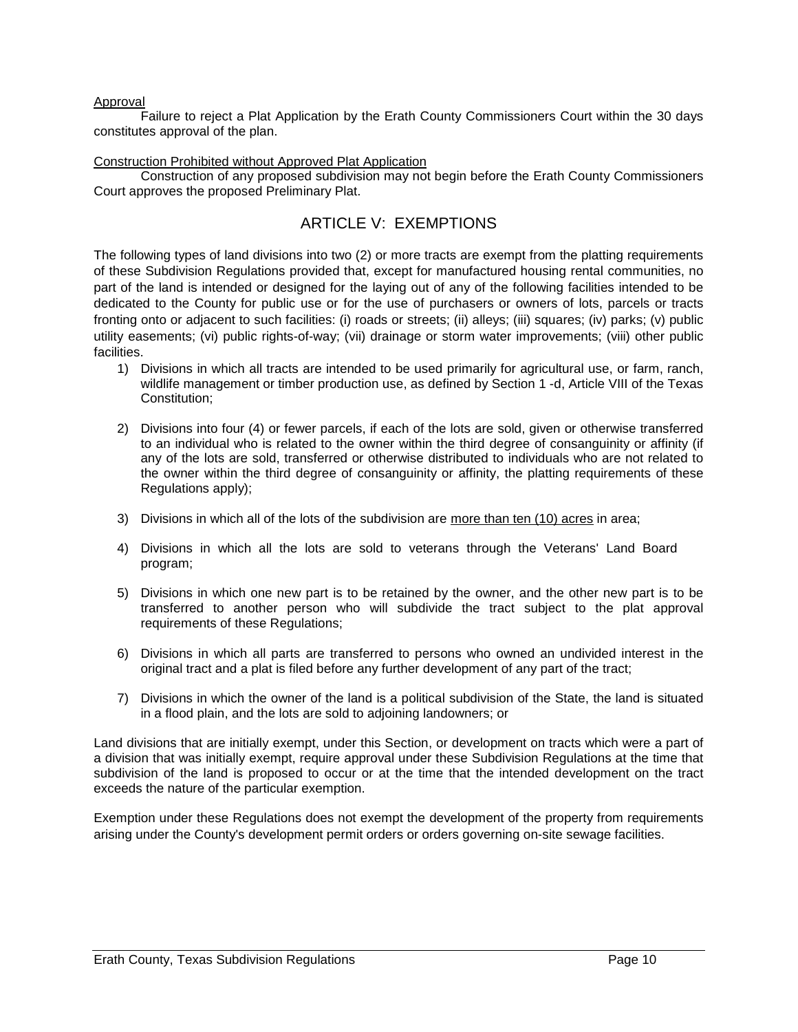Approval

Failure to reject a Plat Application by the Erath County Commissioners Court within the 30 days constitutes approval of the plan.

Construction Prohibited without Approved Plat Application

Construction of any proposed subdivision may not begin before the Erath County Commissioners Court approves the proposed Preliminary Plat.

## ARTICLE V: EXEMPTIONS

The following types of land divisions into two (2) or more tracts are exempt from the platting requirements of these Subdivision Regulations provided that, except for manufactured housing rental communities, no part of the land is intended or designed for the laying out of any of the following facilities intended to be dedicated to the County for public use or for the use of purchasers or owners of lots, parcels or tracts fronting onto or adjacent to such facilities: (i) roads or streets; (ii) alleys; (iii) squares; (iv) parks; (v) public utility easements; (vi) public rights-of-way; (vii) drainage or storm water improvements; (viii) other public facilities.

1) Divisions in which all tracts are intended to be used primarily for agricultural use, or farm, ranch, wildlife management or timber production use, as defined by Section 1 -d, Article VIII of the Texas Constitution;

2) Divisions into four (4) or fewer parcels, if each of the lots are sold, given or otherwise transferred to an individual who is related to the owner within the third degree of consanguinity or affinity (if any of the lots are sold, transferred or otherwise distributed to individuals who are not related to the owner within the third degree of consanguinity or affinity, the platting requirements of these Regulations apply);

3) Divisions in which all of the lots of the subdivision are <u>more than ten (10) acres</u> in area;

4) Divisions in which all the lots are sold to veterans through the Veterans' Land Board program;

5) Divisions in which one new part is to be retained by the owner, and the other new part is to be transferred to another person who will subdivide the tract subject to the plat approval requirements of these Regulations;

6) Divisions in which all parts are transferred to persons who owned an undivided interest in the original tract and a plat is filed before any further development of any part of the tract;

7) Divisions in which the owner of the land is a political subdivision of the State, the land is situated in a flood plain, and the lots are sold to adjoining landowners; or

Land divisions that are initially exempt, under this Section, or development on tracts which were a part of a division that was initially exempt, require approval under these Subdivision Regulations at the time that subdivision of the land is proposed to occur or at the time that the intended development on the tract exceeds the nature of the particular exemption.

Exemption under these Regulations does not exempt the development of the property from requirements arising under the County's development permit orders or orders governing on-site sewage facilities.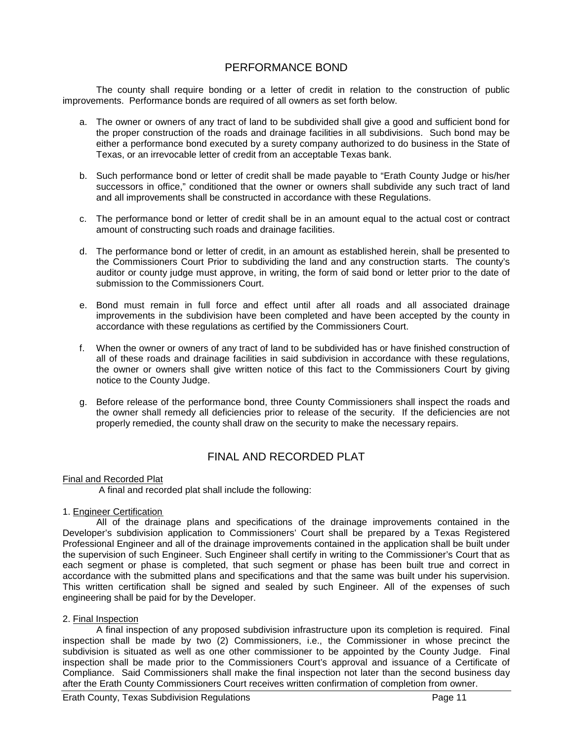## PERFORMANCE BOND

The county shall require bonding or a letter of credit in relation to the construction of public improvements. Performance bonds are required of all owners as set forth below.

a. The owner or owners of any tract of land to be subdivided shall give a good and sufficient bond for the proper construction of the roads and drainage facilities in all subdivisions. Such bond may be either a performance bond executed by a surety company authorized to do business in the State of Texas, or an irrevocable letter of credit from an acceptable Texas bank.

b. Such performance bond or letter of credit shall be made payable to "Erath County Judge or his/her successors in office," conditioned that the owner or owners shall subdivide any such tract of land and all improvements shall be constructed in accordance with these Regulations.

c. The performance bond or letter of credit shall be in an amount equal to the actual cost or contract amount of constructing such roads and drainage facilities.

d. The performance bond or letter of credit, in an amount as established herein, shall be presented to the Commissioners Court Prior to subdividing the land and any construction starts. The county's auditor or county judge must approve, in writing, the form of said bond or letter prior to the date of submission to the Commissioners Court.

e. Bond must remain in full force and effect until after all roads and all associated drainage improvements in the subdivision have been completed and have been accepted by the county in accordance with these regulations as certified by the Commissioners Court.

f. When the owner or owners of any tract of land to be subdivided has or have finished construction of all of these roads and drainage facilities in said subdivision in accordance with these regulations, the owner or owners shall give written notice of this fact to the Commissioners Court by giving notice to the County Judge.

g. Before release of the performance bond, three County Commissioners shall inspect the roads and the owner shall remedy all deficiencies prior to release of the security. If the deficiencies are not properly remedied, the county shall draw on the security to make the necessary repairs.

## FINAL AND RECORDED PLAT

Final and Recorded Plat

A final and recorded plat shall include the following:

1. Engineer Certification

All of the drainage plans and specifications of the drainage improvements contained in the Developer's subdivision application to Commissioners' Court shall be prepared by a Texas Registered Professional Engineer and all of the drainage improvements contained in the application shall be built under the supervision of such Engineer. Such Engineer shall certify in writing to the Commissioner's Court that as each segment or phase is completed, that such segment or phase has been built true and correct in accordance with the submitted plans and specifications and that the same was built under his supervision. This written certification shall be signed and sealed by such Engineer. All of the expenses of such engineering shall be paid for by the Developer.

2. Final Inspection

A final inspection of any proposed subdivision infrastructure upon its completion is required. Final inspection shall be made by two (2) Commissioners, i.e., the Commissioner in whose precinct the subdivision is situated as well as one other commissioner to be appointed by the County Judge. Final inspection shall be made prior to the Commissioners Court's approval and issuance of a Certificate of Compliance. Said Commissioners shall make the final inspection not later than the second business day after the Erath County Commissioners Court receives written confirmation of completion from owner.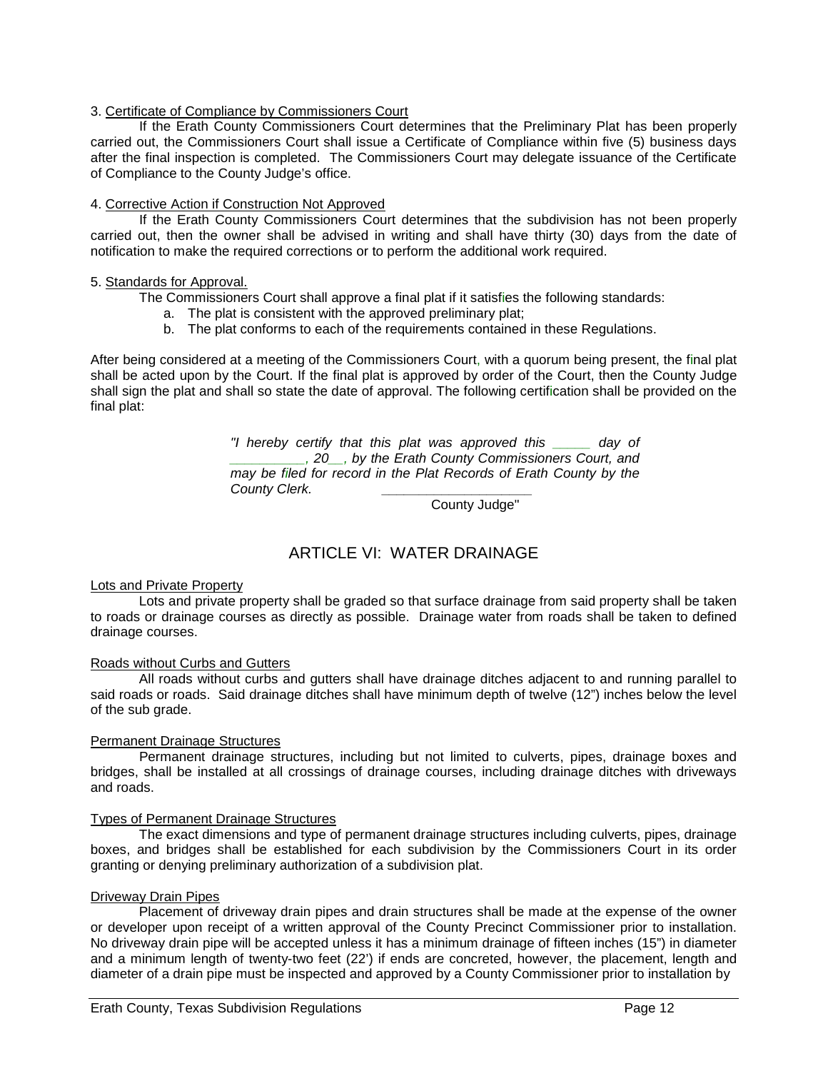3. Certificate of Compliance by Commissioners Court

If the Erath County Commissioners Court determines that the Preliminary Plat has been properly carried out, the Commissioners Court shall issue a Certificate of Compliance within five (5) business days after the final inspection is completed. The Commissioners Court may delegate issuance of the Certificate of Compliance to the County Judge's office.

4. Corrective Action if Construction Not Approved

If the Erath County Commissioners Court determines that the subdivision has not been properly carried out, then the owner shall be advised in writing and shall have thirty (30) days from the date of notification to make the required corrections or to perform the additional work required.

5. Standards for Approval.

The Commissioners Court shall approve a final plat if it satisfies the following standards:

a. The plat is consistent with the approved preliminary plat;
b. The plat conforms to each of the requirements contained in these Regulations.

After being considered at a meeting of the Commissioners Court, with a quorum being present, the final plat shall be acted upon by the Court. If the final plat is approved by order of the Court, then the County Judge shall sign the plat and shall so state the date of approval. The following certification shall be provided on the final plat:

> *"I hereby certify that this plat was approved this _____ day of __________, 20__, by the Erath County Commissioners Court, and may be filed for record in the Plat Records of Erath County by the County Clerk.* ____________________
>
> County Judge"

# ARTICLE VI: WATER DRAINAGE

Lots and Private Property

Lots and private property shall be graded so that surface drainage from said property shall be taken to roads or drainage courses as directly as possible. Drainage water from roads shall be taken to defined drainage courses.

Roads without Curbs and Gutters

All roads without curbs and gutters shall have drainage ditches adjacent to and running parallel to said roads or roads. Said drainage ditches shall have minimum depth of twelve (12") inches below the level of the sub grade.

Permanent Drainage Structures

Permanent drainage structures, including but not limited to culverts, pipes, drainage boxes and bridges, shall be installed at all crossings of drainage courses, including drainage ditches with driveways and roads.

Types of Permanent Drainage Structures

The exact dimensions and type of permanent drainage structures including culverts, pipes, drainage boxes, and bridges shall be established for each subdivision by the Commissioners Court in its order granting or denying preliminary authorization of a subdivision plat.

Driveway Drain Pipes

Placement of driveway drain pipes and drain structures shall be made at the expense of the owner or developer upon receipt of a written approval of the County Precinct Commissioner prior to installation. No driveway drain pipe will be accepted unless it has a minimum drainage of fifteen inches (15") in diameter and a minimum length of twenty-two feet (22') if ends are concreted, however, the placement, length and diameter of a drain pipe must be inspected and approved by a County Commissioner prior to installation by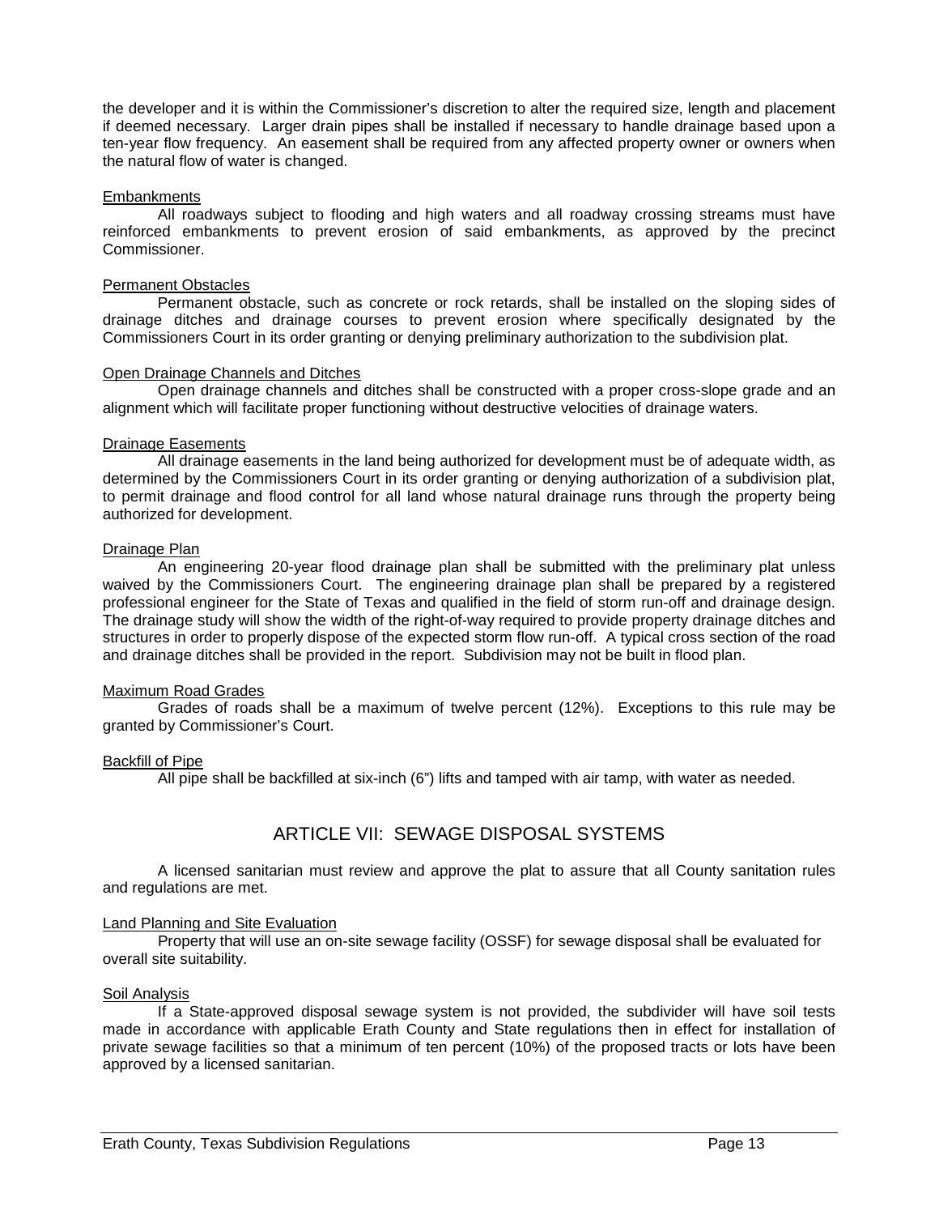the developer and it is within the Commissioner's discretion to alter the required size, length and placement if deemed necessary. Larger drain pipes shall be installed if necessary to handle drainage based upon a ten-year flow frequency. An easement shall be required from any affected property owner or owners when the natural flow of water is changed.

Embankments

All roadways subject to flooding and high waters and all roadway crossing streams must have reinforced embankments to prevent erosion of said embankments, as approved by the precinct Commissioner.

Permanent Obstacles

Permanent obstacle, such as concrete or rock retards, shall be installed on the sloping sides of drainage ditches and drainage courses to prevent erosion where specifically designated by the Commissioners Court in its order granting or denying preliminary authorization to the subdivision plat.

Open Drainage Channels and Ditches

Open drainage channels and ditches shall be constructed with a proper cross-slope grade and an alignment which will facilitate proper functioning without destructive velocities of drainage waters.

Drainage Easements

All drainage easements in the land being authorized for development must be of adequate width, as determined by the Commissioners Court in its order granting or denying authorization of a subdivision plat, to permit drainage and flood control for all land whose natural drainage runs through the property being authorized for development.

Drainage Plan

An engineering 20-year flood drainage plan shall be submitted with the preliminary plat unless waived by the Commissioners Court. The engineering drainage plan shall be prepared by a registered professional engineer for the State of Texas and qualified in the field of storm run-off and drainage design. The drainage study will show the width of the right-of-way required to provide property drainage ditches and structures in order to properly dispose of the expected storm flow run-off. A typical cross section of the road and drainage ditches shall be provided in the report. Subdivision may not be built in flood plan.

Maximum Road Grades

Grades of roads shall be a maximum of twelve percent (12%). Exceptions to this rule may be granted by Commissioner's Court.

Backfill of Pipe

All pipe shall be backfilled at six-inch (6") lifts and tamped with air tamp, with water as needed.

## ARTICLE VII: SEWAGE DISPOSAL SYSTEMS

A licensed sanitarian must review and approve the plat to assure that all County sanitation rules and regulations are met.

Land Planning and Site Evaluation

Property that will use an on-site sewage facility (OSSF) for sewage disposal shall be evaluated for overall site suitability.

Soil Analysis

If a State-approved disposal sewage system is not provided, the subdivider will have soil tests made in accordance with applicable Erath County and State regulations then in effect for installation of private sewage facilities so that a minimum of ten percent (10%) of the proposed tracts or lots have been approved by a licensed sanitarian.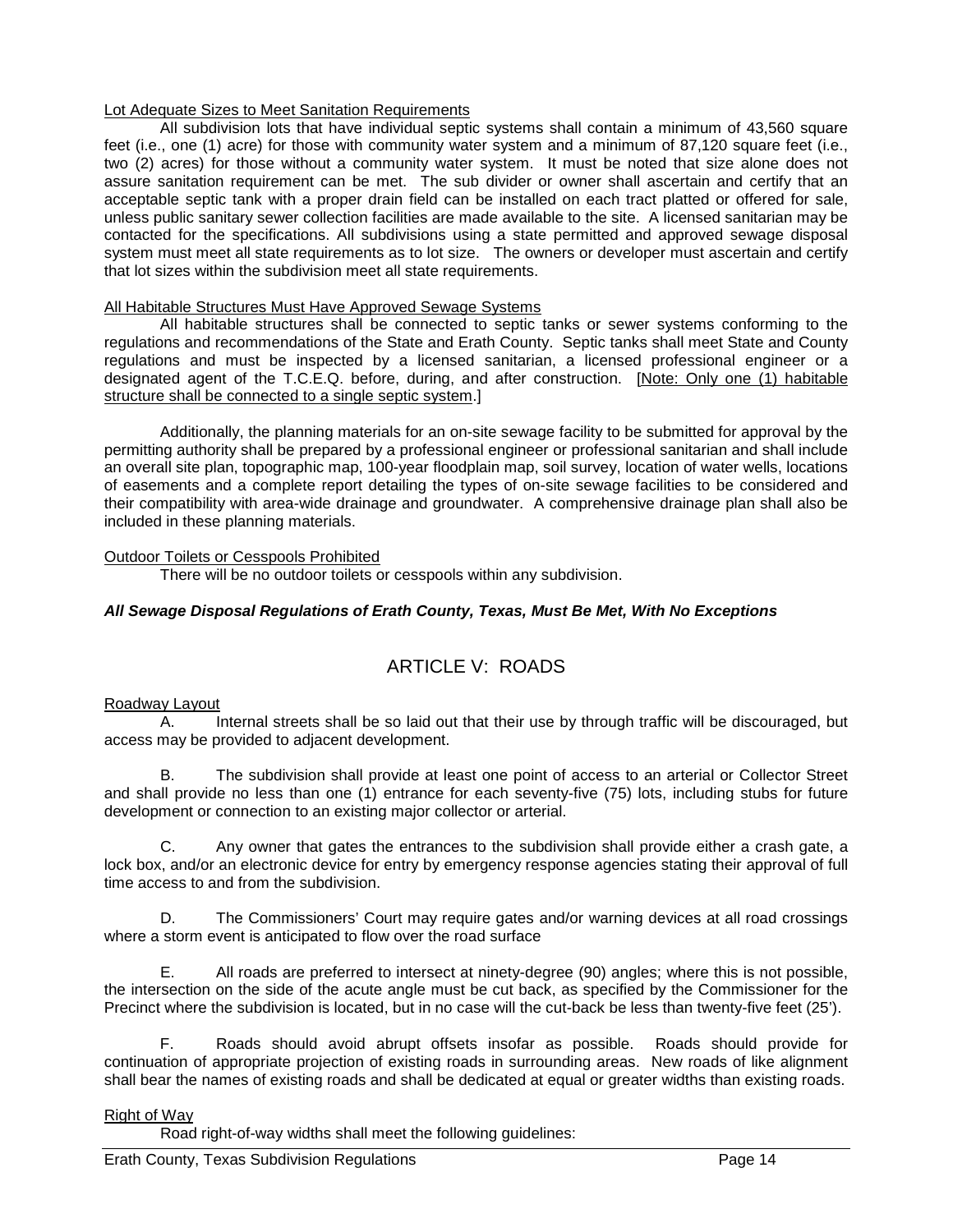<u>Lot Adequate Sizes to Meet Sanitation Requirements</u>

All subdivision lots that have individual septic systems shall contain a minimum of 43,560 square feet (i.e., one (1) acre) for those with community water system and a minimum of 87,120 square feet (i.e., two (2) acres) for those without a community water system. It must be noted that size alone does not assure sanitation requirement can be met. The sub divider or owner shall ascertain and certify that an acceptable septic tank with a proper drain field can be installed on each tract platted or offered for sale, unless public sanitary sewer collection facilities are made available to the site. A licensed sanitarian may be contacted for the specifications. All subdivisions using a state permitted and approved sewage disposal system must meet all state requirements as to lot size. The owners or developer must ascertain and certify that lot sizes within the subdivision meet all state requirements.

<u>All Habitable Structures Must Have Approved Sewage Systems</u>

All habitable structures shall be connected to septic tanks or sewer systems conforming to the regulations and recommendations of the State and Erath County. Septic tanks shall meet State and County regulations and must be inspected by a licensed sanitarian, a licensed professional engineer or a designated agent of the T.C.E.Q. before, during, and after construction. [<u>Note: Only one (1) habitable structure shall be connected to a single septic system</u>.]

Additionally, the planning materials for an on-site sewage facility to be submitted for approval by the permitting authority shall be prepared by a professional engineer or professional sanitarian and shall include an overall site plan, topographic map, 100-year floodplain map, soil survey, location of water wells, locations of easements and a complete report detailing the types of on-site sewage facilities to be considered and their compatibility with area-wide drainage and groundwater. A comprehensive drainage plan shall also be included in these planning materials.

<u>Outdoor Toilets or Cesspools Prohibited</u>

There will be no outdoor toilets or cesspools within any subdivision.

***All Sewage Disposal Regulations of Erath County, Texas, Must Be Met, With No Exceptions***

## ARTICLE V: ROADS

<u>Roadway Layout</u>

A. Internal streets shall be so laid out that their use by through traffic will be discouraged, but access may be provided to adjacent development.

B. The subdivision shall provide at least one point of access to an arterial or Collector Street and shall provide no less than one (1) entrance for each seventy-five (75) lots, including stubs for future development or connection to an existing major collector or arterial.

C. Any owner that gates the entrances to the subdivision shall provide either a crash gate, a lock box, and/or an electronic device for entry by emergency response agencies stating their approval of full time access to and from the subdivision.

D. The Commissioners' Court may require gates and/or warning devices at all road crossings where a storm event is anticipated to flow over the road surface

E. All roads are preferred to intersect at ninety-degree (90) angles; where this is not possible, the intersection on the side of the acute angle must be cut back, as specified by the Commissioner for the Precinct where the subdivision is located, but in no case will the cut-back be less than twenty-five feet (25').

F. Roads should avoid abrupt offsets insofar as possible. Roads should provide for continuation of appropriate projection of existing roads in surrounding areas. New roads of like alignment shall bear the names of existing roads and shall be dedicated at equal or greater widths than existing roads.

<u>Right of Way</u>

Road right-of-way widths shall meet the following guidelines: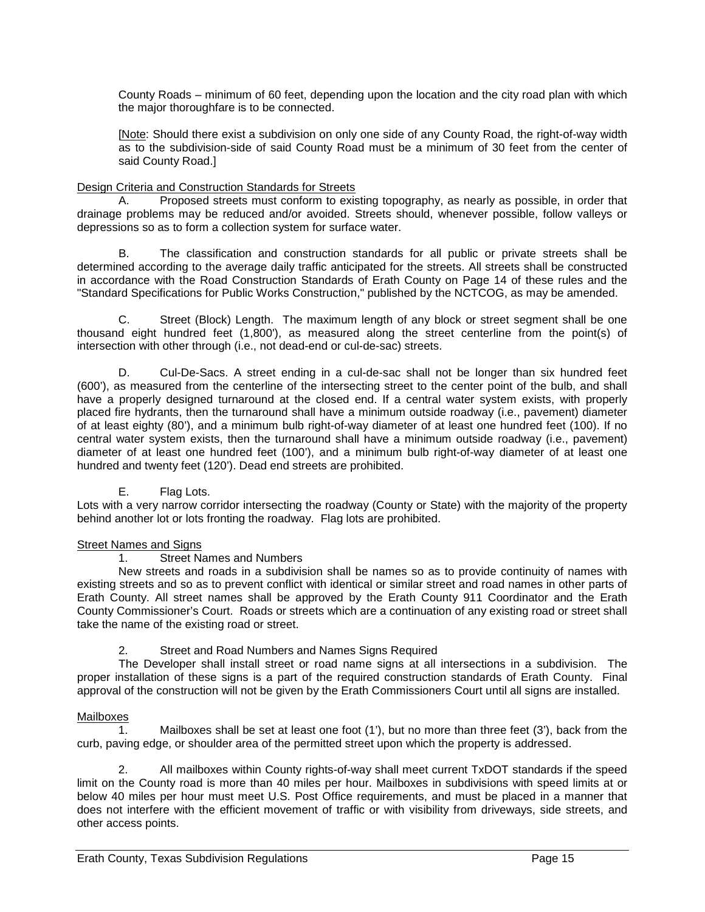County Roads – minimum of 60 feet, depending upon the location and the city road plan with which the major thoroughfare is to be connected.

[Note: Should there exist a subdivision on only one side of any County Road, the right-of-way width as to the subdivision-side of said County Road must be a minimum of 30 feet from the center of said County Road.]

Design Criteria and Construction Standards for Streets

A. Proposed streets must conform to existing topography, as nearly as possible, in order that drainage problems may be reduced and/or avoided. Streets should, whenever possible, follow valleys or depressions so as to form a collection system for surface water.

B. The classification and construction standards for all public or private streets shall be determined according to the average daily traffic anticipated for the streets. All streets shall be constructed in accordance with the Road Construction Standards of Erath County on Page 14 of these rules and the "Standard Specifications for Public Works Construction," published by the NCTCOG, as may be amended.

C. Street (Block) Length. The maximum length of any block or street segment shall be one thousand eight hundred feet (1,800'), as measured along the street centerline from the point(s) of intersection with other through (i.e., not dead-end or cul-de-sac) streets.

D. Cul-De-Sacs. A street ending in a cul-de-sac shall not be longer than six hundred feet (600'), as measured from the centerline of the intersecting street to the center point of the bulb, and shall have a properly designed turnaround at the closed end. If a central water system exists, with properly placed fire hydrants, then the turnaround shall have a minimum outside roadway (i.e., pavement) diameter of at least eighty (80'), and a minimum bulb right-of-way diameter of at least one hundred feet (100). If no central water system exists, then the turnaround shall have a minimum outside roadway (i.e., pavement) diameter of at least one hundred feet (100'), and a minimum bulb right-of-way diameter of at least one hundred and twenty feet (120'). Dead end streets are prohibited.

E. Flag Lots.

Lots with a very narrow corridor intersecting the roadway (County or State) with the majority of the property behind another lot or lots fronting the roadway. Flag lots are prohibited.

Street Names and Signs

1. Street Names and Numbers

New streets and roads in a subdivision shall be names so as to provide continuity of names with existing streets and so as to prevent conflict with identical or similar street and road names in other parts of Erath County. All street names shall be approved by the Erath County 911 Coordinator and the Erath County Commissioner's Court. Roads or streets which are a continuation of any existing road or street shall take the name of the existing road or street.

2. Street and Road Numbers and Names Signs Required

The Developer shall install street or road name signs at all intersections in a subdivision. The proper installation of these signs is a part of the required construction standards of Erath County. Final approval of the construction will not be given by the Erath Commissioners Court until all signs are installed.

Mailboxes

1. Mailboxes shall be set at least one foot (1'), but no more than three feet (3'), back from the curb, paving edge, or shoulder area of the permitted street upon which the property is addressed.

2. All mailboxes within County rights-of-way shall meet current TxDOT standards if the speed limit on the County road is more than 40 miles per hour. Mailboxes in subdivisions with speed limits at or below 40 miles per hour must meet U.S. Post Office requirements, and must be placed in a manner that does not interfere with the efficient movement of traffic or with visibility from driveways, side streets, and other access points.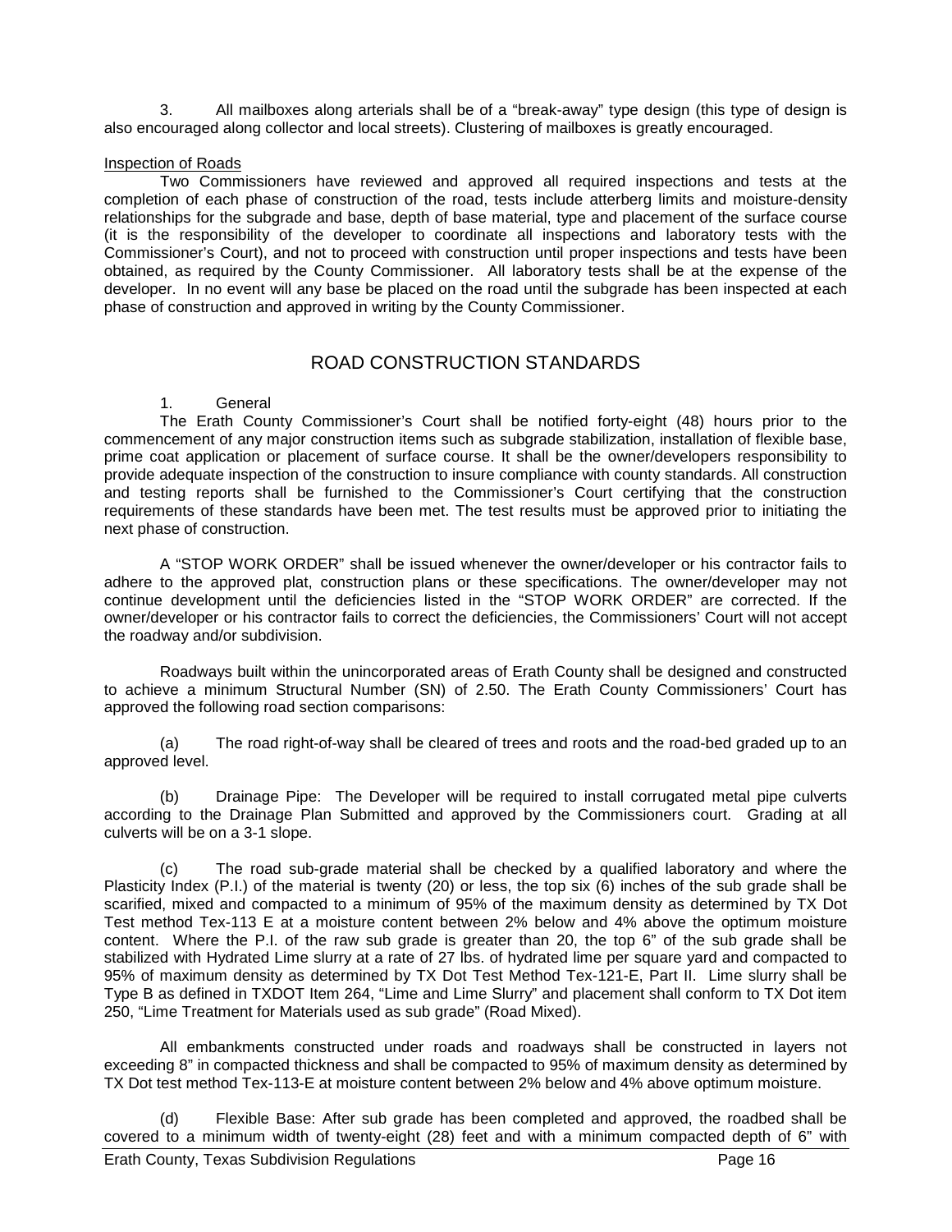3. All mailboxes along arterials shall be of a "break-away" type design (this type of design is also encouraged along collector and local streets). Clustering of mailboxes is greatly encouraged.

Inspection of Roads

Two Commissioners have reviewed and approved all required inspections and tests at the completion of each phase of construction of the road, tests include atterberg limits and moisture-density relationships for the subgrade and base, depth of base material, type and placement of the surface course (it is the responsibility of the developer to coordinate all inspections and laboratory tests with the Commissioner's Court), and not to proceed with construction until proper inspections and tests have been obtained, as required by the County Commissioner. All laboratory tests shall be at the expense of the developer. In no event will any base be placed on the road until the subgrade has been inspected at each phase of construction and approved in writing by the County Commissioner.

## ROAD CONSTRUCTION STANDARDS

1. General

The Erath County Commissioner's Court shall be notified forty-eight (48) hours prior to the commencement of any major construction items such as subgrade stabilization, installation of flexible base, prime coat application or placement of surface course. It shall be the owner/developers responsibility to provide adequate inspection of the construction to insure compliance with county standards. All construction and testing reports shall be furnished to the Commissioner's Court certifying that the construction requirements of these standards have been met. The test results must be approved prior to initiating the next phase of construction.

A "STOP WORK ORDER" shall be issued whenever the owner/developer or his contractor fails to adhere to the approved plat, construction plans or these specifications. The owner/developer may not continue development until the deficiencies listed in the "STOP WORK ORDER" are corrected. If the owner/developer or his contractor fails to correct the deficiencies, the Commissioners' Court will not accept the roadway and/or subdivision.

Roadways built within the unincorporated areas of Erath County shall be designed and constructed to achieve a minimum Structural Number (SN) of 2.50. The Erath County Commissioners' Court has approved the following road section comparisons:

(a) The road right-of-way shall be cleared of trees and roots and the road-bed graded up to an approved level.

(b) Drainage Pipe: The Developer will be required to install corrugated metal pipe culverts according to the Drainage Plan Submitted and approved by the Commissioners court. Grading at all culverts will be on a 3-1 slope.

(c) The road sub-grade material shall be checked by a qualified laboratory and where the Plasticity Index (P.I.) of the material is twenty (20) or less, the top six (6) inches of the sub grade shall be scarified, mixed and compacted to a minimum of 95% of the maximum density as determined by TX Dot Test method Tex-113 E at a moisture content between 2% below and 4% above the optimum moisture content. Where the P.I. of the raw sub grade is greater than 20, the top 6" of the sub grade shall be stabilized with Hydrated Lime slurry at a rate of 27 lbs. of hydrated lime per square yard and compacted to 95% of maximum density as determined by TX Dot Test Method Tex-121-E, Part II. Lime slurry shall be Type B as defined in TXDOT Item 264, "Lime and Lime Slurry" and placement shall conform to TX Dot item 250, "Lime Treatment for Materials used as sub grade" (Road Mixed).

All embankments constructed under roads and roadways shall be constructed in layers not exceeding 8" in compacted thickness and shall be compacted to 95% of maximum density as determined by TX Dot test method Tex-113-E at moisture content between 2% below and 4% above optimum moisture.

(d) Flexible Base: After sub grade has been completed and approved, the roadbed shall be covered to a minimum width of twenty-eight (28) feet and with a minimum compacted depth of 6" with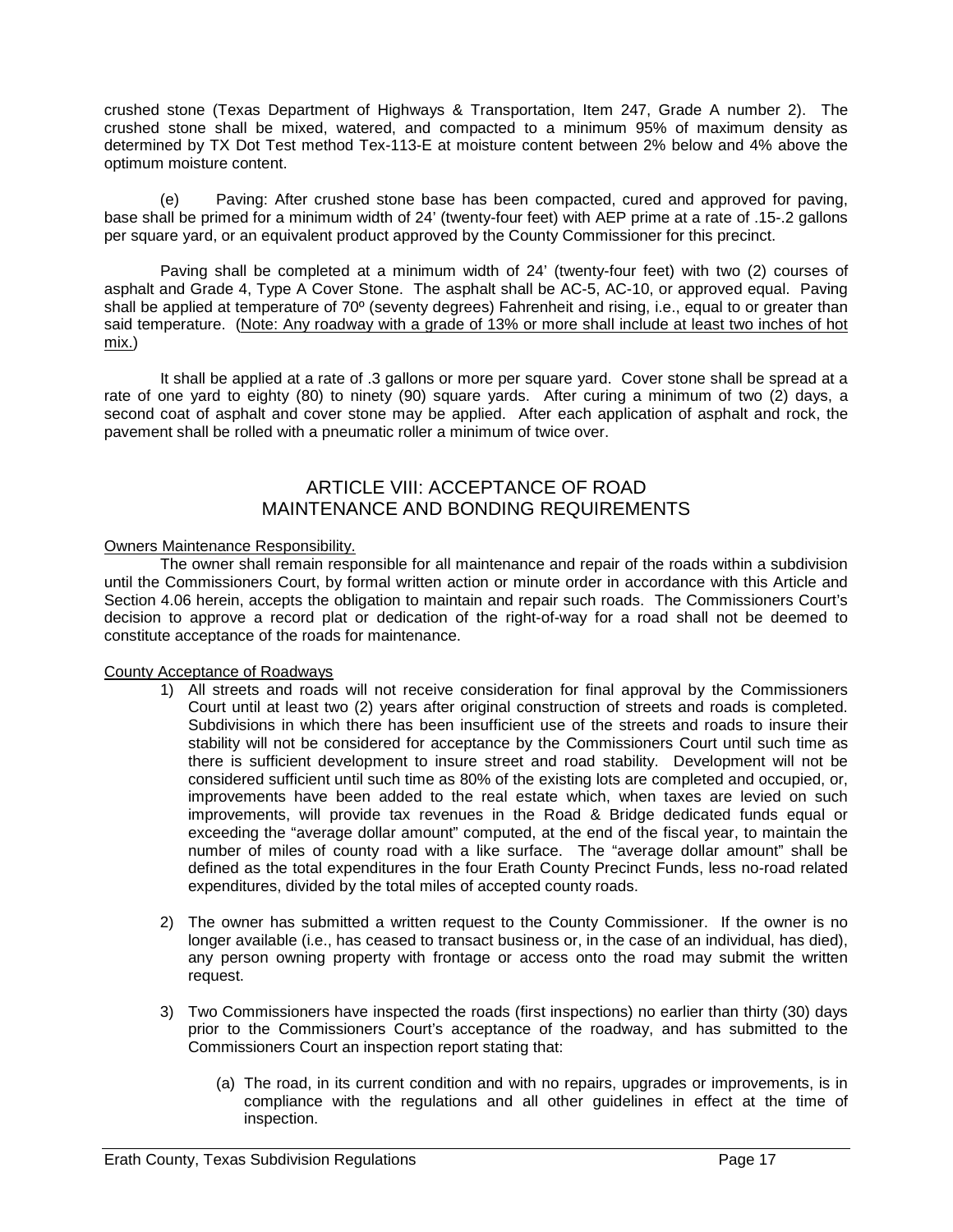crushed stone (Texas Department of Highways & Transportation, Item 247, Grade A number 2). The crushed stone shall be mixed, watered, and compacted to a minimum 95% of maximum density as determined by TX Dot Test method Tex-113-E at moisture content between 2% below and 4% above the optimum moisture content.

(e) Paving: After crushed stone base has been compacted, cured and approved for paving, base shall be primed for a minimum width of 24' (twenty-four feet) with AEP prime at a rate of .15-.2 gallons per square yard, or an equivalent product approved by the County Commissioner for this precinct.

Paving shall be completed at a minimum width of 24' (twenty-four feet) with two (2) courses of asphalt and Grade 4, Type A Cover Stone. The asphalt shall be AC-5, AC-10, or approved equal. Paving shall be applied at temperature of 70º (seventy degrees) Fahrenheit and rising, i.e., equal to or greater than said temperature. (Note: Any roadway with a grade of 13% or more shall include at least two inches of hot mix.)

It shall be applied at a rate of .3 gallons or more per square yard. Cover stone shall be spread at a rate of one yard to eighty (80) to ninety (90) square yards. After curing a minimum of two (2) days, a second coat of asphalt and cover stone may be applied. After each application of asphalt and rock, the pavement shall be rolled with a pneumatic roller a minimum of twice over.

## ARTICLE VIII: ACCEPTANCE OF ROAD MAINTENANCE AND BONDING REQUIREMENTS

Owners Maintenance Responsibility.

The owner shall remain responsible for all maintenance and repair of the roads within a subdivision until the Commissioners Court, by formal written action or minute order in accordance with this Article and Section 4.06 herein, accepts the obligation to maintain and repair such roads. The Commissioners Court's decision to approve a record plat or dedication of the right-of-way for a road shall not be deemed to constitute acceptance of the roads for maintenance.

County Acceptance of Roadways

1) All streets and roads will not receive consideration for final approval by the Commissioners Court until at least two (2) years after original construction of streets and roads is completed. Subdivisions in which there has been insufficient use of the streets and roads to insure their stability will not be considered for acceptance by the Commissioners Court until such time as there is sufficient development to insure street and road stability. Development will not be considered sufficient until such time as 80% of the existing lots are completed and occupied, or, improvements have been added to the real estate which, when taxes are levied on such improvements, will provide tax revenues in the Road & Bridge dedicated funds equal or exceeding the "average dollar amount" computed, at the end of the fiscal year, to maintain the number of miles of county road with a like surface. The "average dollar amount" shall be defined as the total expenditures in the four Erath County Precinct Funds, less no-road related expenditures, divided by the total miles of accepted county roads.

2) The owner has submitted a written request to the County Commissioner. If the owner is no longer available (i.e., has ceased to transact business or, in the case of an individual, has died), any person owning property with frontage or access onto the road may submit the written request.

3) Two Commissioners have inspected the roads (first inspections) no earlier than thirty (30) days prior to the Commissioners Court's acceptance of the roadway, and has submitted to the Commissioners Court an inspection report stating that:

   (a) The road, in its current condition and with no repairs, upgrades or improvements, is in compliance with the regulations and all other guidelines in effect at the time of inspection.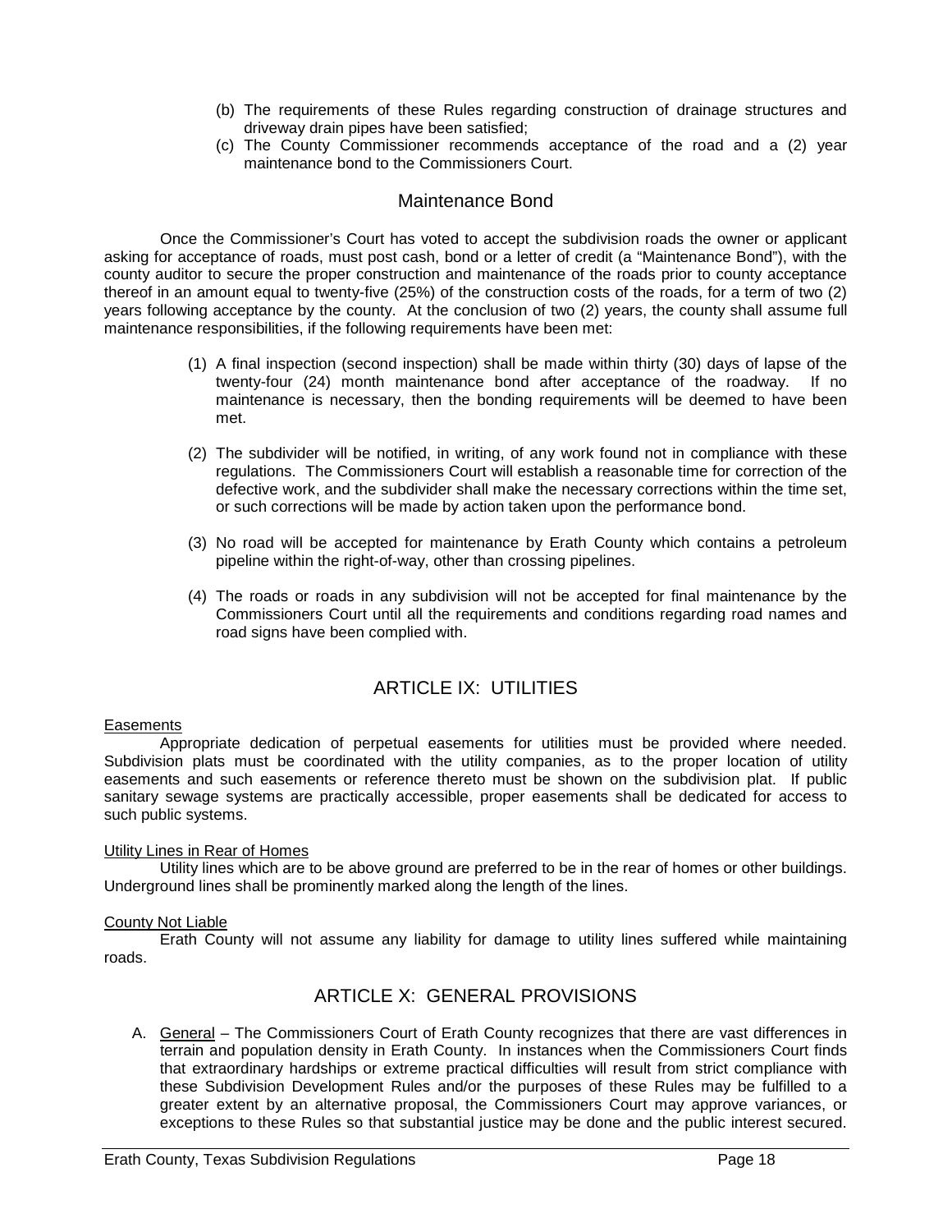(b) The requirements of these Rules regarding construction of drainage structures and driveway drain pipes have been satisfied;

(c) The County Commissioner recommends acceptance of the road and a (2) year maintenance bond to the Commissioners Court.

## Maintenance Bond

Once the Commissioner's Court has voted to accept the subdivision roads the owner or applicant asking for acceptance of roads, must post cash, bond or a letter of credit (a "Maintenance Bond"), with the county auditor to secure the proper construction and maintenance of the roads prior to county acceptance thereof in an amount equal to twenty-five (25%) of the construction costs of the roads, for a term of two (2) years following acceptance by the county. At the conclusion of two (2) years, the county shall assume full maintenance responsibilities, if the following requirements have been met:

(1) A final inspection (second inspection) shall be made within thirty (30) days of lapse of the twenty-four (24) month maintenance bond after acceptance of the roadway. If no maintenance is necessary, then the bonding requirements will be deemed to have been met.

(2) The subdivider will be notified, in writing, of any work found not in compliance with these regulations. The Commissioners Court will establish a reasonable time for correction of the defective work, and the subdivider shall make the necessary corrections within the time set, or such corrections will be made by action taken upon the performance bond.

(3) No road will be accepted for maintenance by Erath County which contains a petroleum pipeline within the right-of-way, other than crossing pipelines.

(4) The roads or roads in any subdivision will not be accepted for final maintenance by the Commissioners Court until all the requirements and conditions regarding road names and road signs have been complied with.

# ARTICLE IX: UTILITIES

<u>Easements</u>

Appropriate dedication of perpetual easements for utilities must be provided where needed. Subdivision plats must be coordinated with the utility companies, as to the proper location of utility easements and such easements or reference thereto must be shown on the subdivision plat. If public sanitary sewage systems are practically accessible, proper easements shall be dedicated for access to such public systems.

<u>Utility Lines in Rear of Homes</u>

Utility lines which are to be above ground are preferred to be in the rear of homes or other buildings. Underground lines shall be prominently marked along the length of the lines.

<u>County Not Liable</u>

Erath County will not assume any liability for damage to utility lines suffered while maintaining roads.

# ARTICLE X: GENERAL PROVISIONS

A. <u>General</u> – The Commissioners Court of Erath County recognizes that there are vast differences in terrain and population density in Erath County. In instances when the Commissioners Court finds that extraordinary hardships or extreme practical difficulties will result from strict compliance with these Subdivision Development Rules and/or the purposes of these Rules may be fulfilled to a greater extent by an alternative proposal, the Commissioners Court may approve variances, or exceptions to these Rules so that substantial justice may be done and the public interest secured.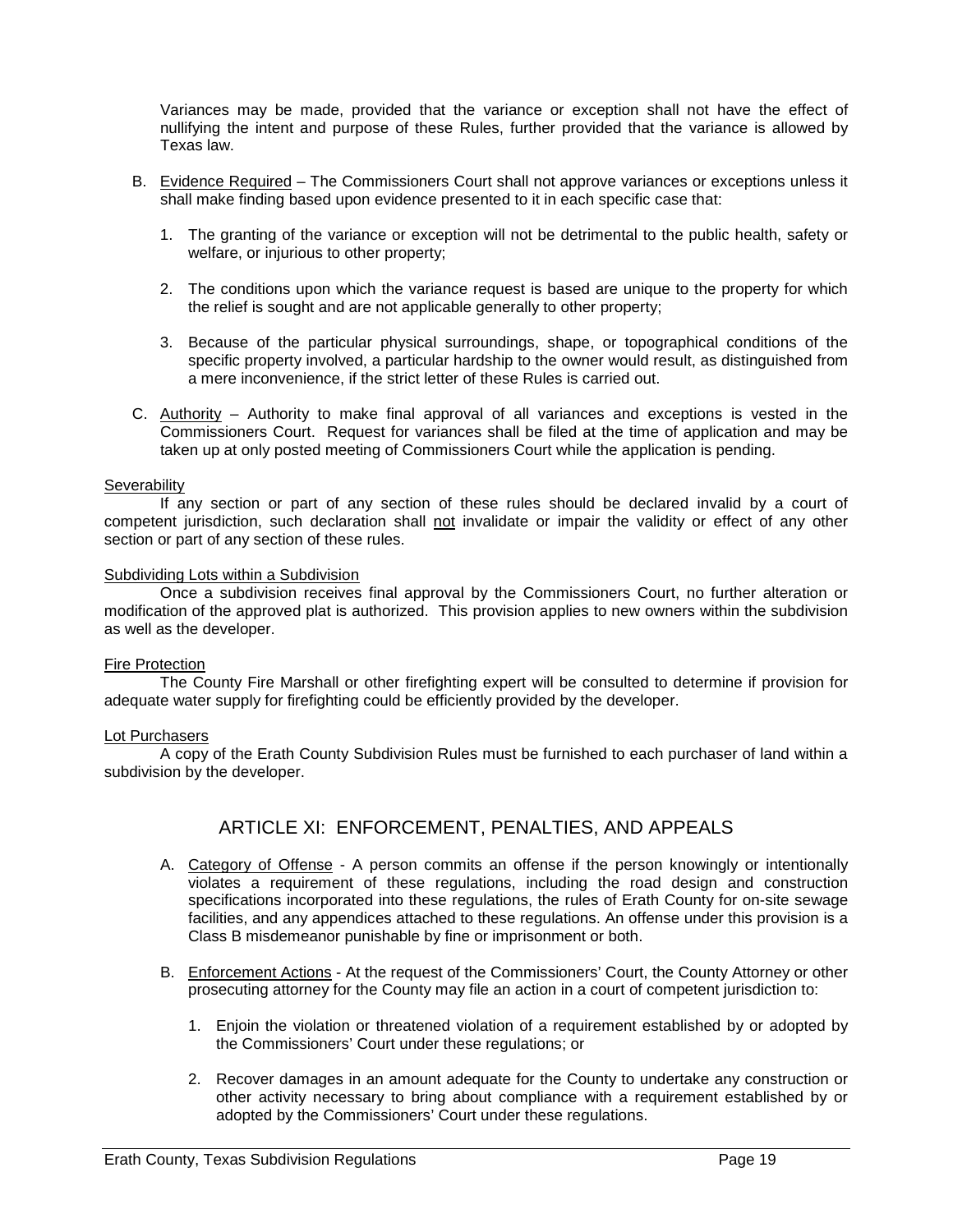Variances may be made, provided that the variance or exception shall not have the effect of nullifying the intent and purpose of these Rules, further provided that the variance is allowed by Texas law.

B. Evidence Required – The Commissioners Court shall not approve variances or exceptions unless it shall make finding based upon evidence presented to it in each specific case that:

   1. The granting of the variance or exception will not be detrimental to the public health, safety or welfare, or injurious to other property;

   2. The conditions upon which the variance request is based are unique to the property for which the relief is sought and are not applicable generally to other property;

   3. Because of the particular physical surroundings, shape, or topographical conditions of the specific property involved, a particular hardship to the owner would result, as distinguished from a mere inconvenience, if the strict letter of these Rules is carried out.

C. Authority – Authority to make final approval of all variances and exceptions is vested in the Commissioners Court. Request for variances shall be filed at the time of application and may be taken up at only posted meeting of Commissioners Court while the application is pending.

Severability

If any section or part of any section of these rules should be declared invalid by a court of competent jurisdiction, such declaration shall not invalidate or impair the validity or effect of any other section or part of any section of these rules.

Subdividing Lots within a Subdivision

Once a subdivision receives final approval by the Commissioners Court, no further alteration or modification of the approved plat is authorized. This provision applies to new owners within the subdivision as well as the developer.

Fire Protection

The County Fire Marshall or other firefighting expert will be consulted to determine if provision for adequate water supply for firefighting could be efficiently provided by the developer.

Lot Purchasers

A copy of the Erath County Subdivision Rules must be furnished to each purchaser of land within a subdivision by the developer.

## ARTICLE XI: ENFORCEMENT, PENALTIES, AND APPEALS

A. Category of Offense - A person commits an offense if the person knowingly or intentionally violates a requirement of these regulations, including the road design and construction specifications incorporated into these regulations, the rules of Erath County for on-site sewage facilities, and any appendices attached to these regulations. An offense under this provision is a Class B misdemeanor punishable by fine or imprisonment or both.

B. Enforcement Actions - At the request of the Commissioners' Court, the County Attorney or other prosecuting attorney for the County may file an action in a court of competent jurisdiction to:

   1. Enjoin the violation or threatened violation of a requirement established by or adopted by the Commissioners' Court under these regulations; or

   2. Recover damages in an amount adequate for the County to undertake any construction or other activity necessary to bring about compliance with a requirement established by or adopted by the Commissioners' Court under these regulations.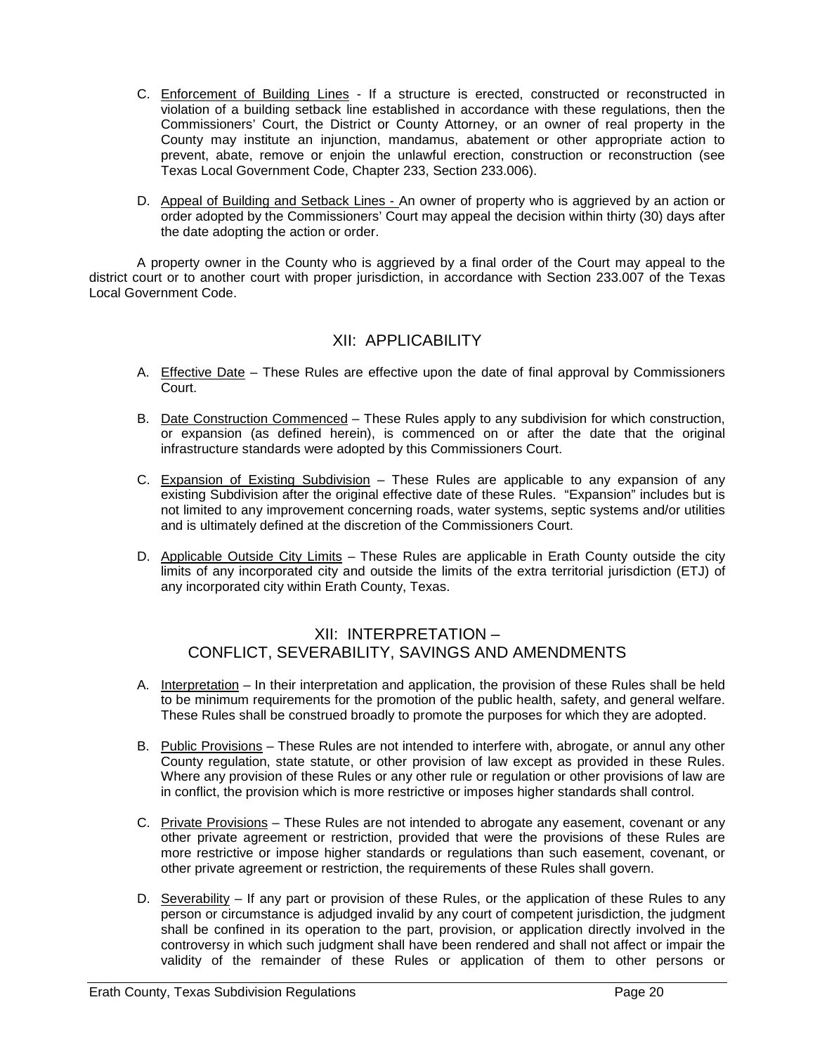C. Enforcement of Building Lines - If a structure is erected, constructed or reconstructed in violation of a building setback line established in accordance with these regulations, then the Commissioners' Court, the District or County Attorney, or an owner of real property in the County may institute an injunction, mandamus, abatement or other appropriate action to prevent, abate, remove or enjoin the unlawful erection, construction or reconstruction (see Texas Local Government Code, Chapter 233, Section 233.006).

D. Appeal of Building and Setback Lines - An owner of property who is aggrieved by an action or order adopted by the Commissioners' Court may appeal the decision within thirty (30) days after the date adopting the action or order.

A property owner in the County who is aggrieved by a final order of the Court may appeal to the district court or to another court with proper jurisdiction, in accordance with Section 233.007 of the Texas Local Government Code.

## XII: APPLICABILITY

A. Effective Date – These Rules are effective upon the date of final approval by Commissioners Court.

B. Date Construction Commenced – These Rules apply to any subdivision for which construction, or expansion (as defined herein), is commenced on or after the date that the original infrastructure standards were adopted by this Commissioners Court.

C. Expansion of Existing Subdivision – These Rules are applicable to any expansion of any existing Subdivision after the original effective date of these Rules. "Expansion" includes but is not limited to any improvement concerning roads, water systems, septic systems and/or utilities and is ultimately defined at the discretion of the Commissioners Court.

D. Applicable Outside City Limits – These Rules are applicable in Erath County outside the city limits of any incorporated city and outside the limits of the extra territorial jurisdiction (ETJ) of any incorporated city within Erath County, Texas.

## XII: INTERPRETATION – CONFLICT, SEVERABILITY, SAVINGS AND AMENDMENTS

A. Interpretation – In their interpretation and application, the provision of these Rules shall be held to be minimum requirements for the promotion of the public health, safety, and general welfare. These Rules shall be construed broadly to promote the purposes for which they are adopted.

B. Public Provisions – These Rules are not intended to interfere with, abrogate, or annul any other County regulation, state statute, or other provision of law except as provided in these Rules. Where any provision of these Rules or any other rule or regulation or other provisions of law are in conflict, the provision which is more restrictive or imposes higher standards shall control.

C. Private Provisions – These Rules are not intended to abrogate any easement, covenant or any other private agreement or restriction, provided that were the provisions of these Rules are more restrictive or impose higher standards or regulations than such easement, covenant, or other private agreement or restriction, the requirements of these Rules shall govern.

D. Severability – If any part or provision of these Rules, or the application of these Rules to any person or circumstance is adjudged invalid by any court of competent jurisdiction, the judgment shall be confined in its operation to the part, provision, or application directly involved in the controversy in which such judgment shall have been rendered and shall not affect or impair the validity of the remainder of these Rules or application of them to other persons or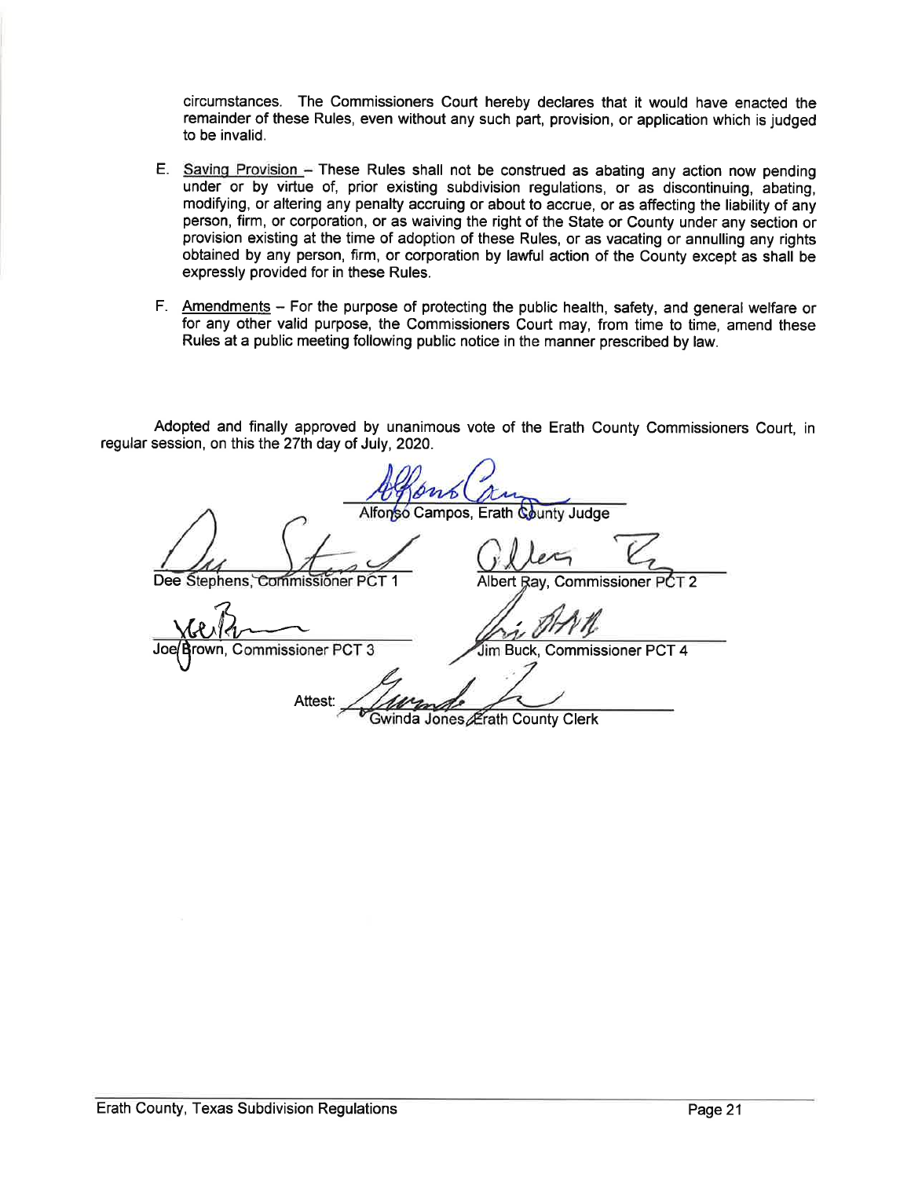circumstances. The Commissioners Court hereby declares that it would have enacted the remainder of these Rules, even without any such part, provision, or application which is judged to be invalid.

E. Saving Provision – These Rules shall not be construed as abating any action now pending under or by virtue of, prior existing subdivision regulations, or as discontinuing, abating, modifying, or altering any penalty accruing or about to accrue, or as affecting the liability of any person, firm, or corporation, or as waiving the right of the State or County under any section or provision existing at the time of adoption of these Rules, or as vacating or annulling any rights obtained by any person, firm, or corporation by lawful action of the County except as shall be expressly provided for in these Rules.

F. Amendments – For the purpose of protecting the public health, safety, and general welfare or for any other valid purpose, the Commissioners Court may, from time to time, amend these Rules at a public meeting following public notice in the manner prescribed by law.

Adopted and finally approved by unanimous vote of the Erath County Commissioners Court, in regular session, on this the 27th day of July, 2020.

Alfonso Campos, Erath County Judge

Dee Stephens, Commissioner PCT 1

Albert Ray, Commissioner PCT 2

Joe Brown, Commissioner PCT 3

Jim Buck, Commissioner PCT 4

Attest:

Gwinda Jones, Erath County Clerk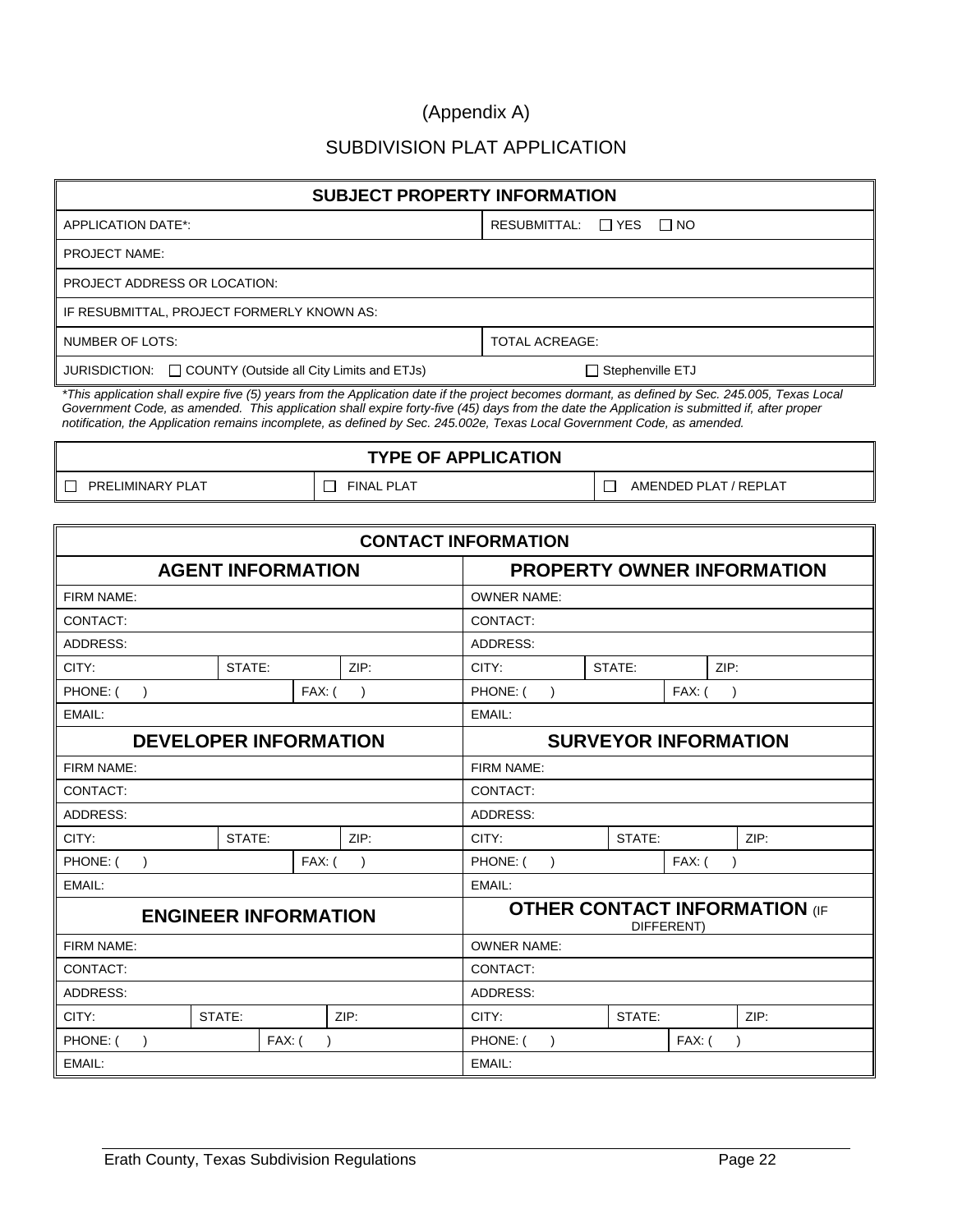(Appendix A)

# SUBDIVISION PLAT APPLICATION

| SUBJECT PROPERTY INFORMATION | |
|---|---|
| APPLICATION DATE*: | RESUBMITTAL: ☐ YES ☐ NO |
| PROJECT NAME: | |
| PROJECT ADDRESS OR LOCATION: | |
| IF RESUBMITTAL, PROJECT FORMERLY KNOWN AS: | |
| NUMBER OF LOTS: | TOTAL ACREAGE: |
| JURISDICTION: ☐ COUNTY (Outside all City Limits and ETJs) | ☐ Stephenville ETJ |

*\*This application shall expire five (5) years from the Application date if the project becomes dormant, as defined by Sec. 245.005, Texas Local Government Code, as amended. This application shall expire forty-five (45) days from the date the Application is submitted if, after proper notification, the Application remains incomplete, as defined by Sec. 245.002e, Texas Local Government Code, as amended.*

| TYPE OF APPLICATION | | |
|---|---|---|
| ☐ PRELIMINARY PLAT | ☐ FINAL PLAT | ☐ AMENDED PLAT / REPLAT |

| CONTACT INFORMATION | | | | | |
|---|---|---|---|---|---|
| **AGENT INFORMATION** | | | **PROPERTY OWNER INFORMATION** | | |
| FIRM NAME: | | | OWNER NAME: | | |
| CONTACT: | | | CONTACT: | | |
| ADDRESS: | | | ADDRESS: | | |
| CITY: | STATE: | ZIP: | CITY: | STATE: | ZIP: |
| PHONE: ( ) | | FAX: ( ) | PHONE: ( ) | | FAX: ( ) |
| EMAIL: | | | EMAIL: | | |
| **DEVELOPER INFORMATION** | | | **SURVEYOR INFORMATION** | | |
| FIRM NAME: | | | FIRM NAME: | | |
| CONTACT: | | | CONTACT: | | |
| ADDRESS: | | | ADDRESS: | | |
| CITY: | STATE: | ZIP: | CITY: | STATE: | ZIP: |
| PHONE: ( ) | | FAX: ( ) | PHONE: ( ) | | FAX: ( ) |
| EMAIL: | | | EMAIL: | | |
| **ENGINEER INFORMATION** | | | **OTHER CONTACT INFORMATION** (IF DIFFERENT) | | |
| FIRM NAME: | | | OWNER NAME: | | |
| CONTACT: | | | CONTACT: | | |
| ADDRESS: | | | ADDRESS: | | |
| CITY: | STATE: | ZIP: | CITY: | STATE: | ZIP: |
| PHONE: ( ) | | FAX: ( ) | PHONE: ( ) | | FAX: ( ) |
| EMAIL: | | | EMAIL: | | |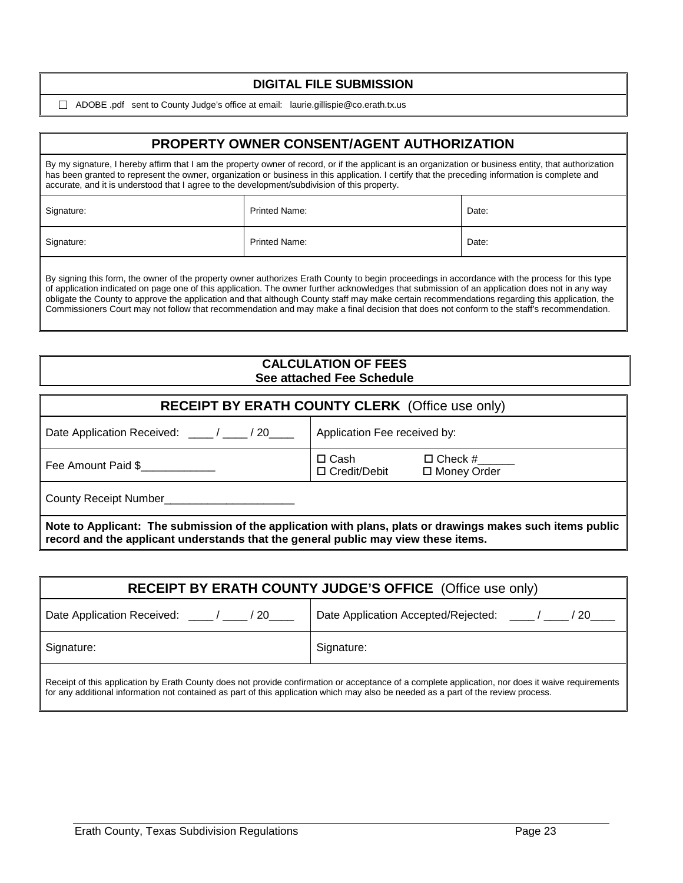## DIGITAL FILE SUBMISSION

☐ ADOBE .pdf sent to County Judge's office at email: laurie.gillispie@co.erath.tx.us

## PROPERTY OWNER CONSENT/AGENT AUTHORIZATION

By my signature, I hereby affirm that I am the property owner of record, or if the applicant is an organization or business entity, that authorization has been granted to represent the owner, organization or business in this application. I certify that the preceding information is complete and accurate, and it is understood that I agree to the development/subdivision of this property.

| Signature: | Printed Name: | Date: |
|---|---|---|
| Signature: | Printed Name: | Date: |

By signing this form, the owner of the property owner authorizes Erath County to begin proceedings in accordance with the process for this type of application indicated on page one of this application. The owner further acknowledges that submission of an application does not in any way obligate the County to approve the application and that although County staff may make certain recommendations regarding this application, the Commissioners Court may not follow that recommendation and may make a final decision that does not conform to the staff's recommendation.

## CALCULATION OF FEES
**See attached Fee Schedule**

## RECEIPT BY ERATH COUNTY CLERK (Office use only)

| Date Application Received: ____ / ____ / 20____ | Application Fee received by: |
|---|---|
| Fee Amount Paid $____________ | ☐ Cash ☐ Check #______ ☐ Credit/Debit ☐ Money Order |

County Receipt Number_____________________

**Note to Applicant: The submission of the application with plans, plats or drawings makes such items public record and the applicant understands that the general public may view these items.**

## RECEIPT BY ERATH COUNTY JUDGE'S OFFICE (Office use only)

| Date Application Received: ____ / ____ / 20____ | Date Application Accepted/Rejected: ____ / ____ / 20____ |
|---|---|
| Signature: | Signature: |

Receipt of this application by Erath County does not provide confirmation or acceptance of a complete application, nor does it waive requirements for any additional information not contained as part of this application which may also be needed as a part of the review process.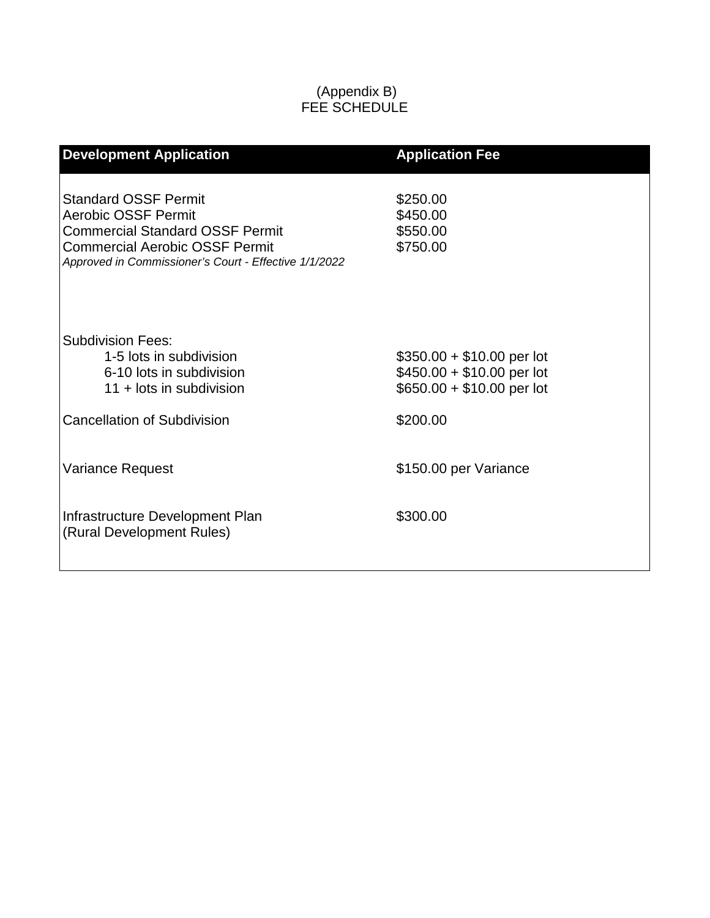(Appendix B)
FEE SCHEDULE

| Development Application | Application Fee |
| --- | --- |
| Standard OSSF Permit | $250.00 |
| Aerobic OSSF Permit | $450.00 |
| Commercial Standard OSSF Permit | $550.00 |
| Commercial Aerobic OSSF Permit | $750.00 |
| *Approved in Commissioner's Court - Effective 1/1/2022* | |
| Subdivision Fees: | |
| 1-5 lots in subdivision | $350.00 + $10.00 per lot |
| 6-10 lots in subdivision | $450.00 + $10.00 per lot |
| 11 + lots in subdivision | $650.00 + $10.00 per lot |
| Cancellation of Subdivision | $200.00 |
| Variance Request | $150.00 per Variance |
| Infrastructure Development Plan (Rural Development Rules) | $300.00 |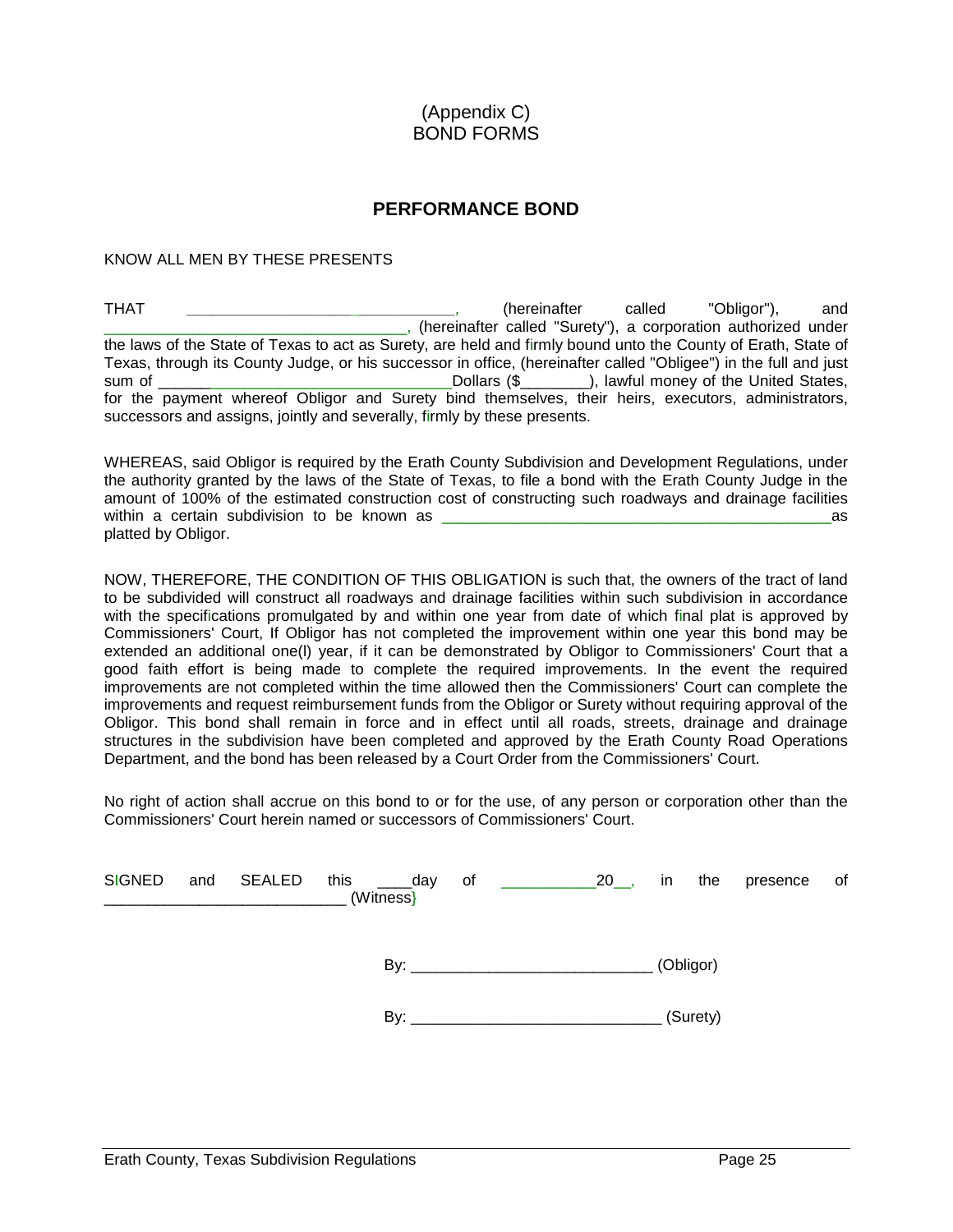(Appendix C)
BOND FORMS

## PERFORMANCE BOND

KNOW ALL MEN BY THESE PRESENTS

THAT ________________________________, (hereinafter called "Obligor"), and ________________________________, (hereinafter called "Surety"), a corporation authorized under the laws of the State of Texas to act as Surety, are held and firmly bound unto the County of Erath, State of Texas, through its County Judge, or his successor in office, (hereinafter called "Obligee") in the full and just sum of ________________________________Dollars ($________), lawful money of the United States, for the payment whereof Obligor and Surety bind themselves, their heirs, executors, administrators, successors and assigns, jointly and severally, firmly by these presents.

WHEREAS, said Obligor is required by the Erath County Subdivision and Development Regulations, under the authority granted by the laws of the State of Texas, to file a bond with the Erath County Judge in the amount of 100% of the estimated construction cost of constructing such roadways and drainage facilities within a certain subdivision to be known as ______________________________________________as platted by Obligor.

NOW, THEREFORE, THE CONDITION OF THIS OBLIGATION is such that, the owners of the tract of land to be subdivided will construct all roadways and drainage facilities within such subdivision in accordance with the specifications promulgated by and within one year from date of which final plat is approved by Commissioners' Court, If Obligor has not completed the improvement within one year this bond may be extended an additional one(l) year, if it can be demonstrated by Obligor to Commissioners' Court that a good faith effort is being made to complete the required improvements. In the event the required improvements are not completed within the time allowed then the Commissioners' Court can complete the improvements and request reimbursement funds from the Obligor or Surety without requiring approval of the Obligor. This bond shall remain in force and in effect until all roads, streets, drainage and drainage structures in the subdivision have been completed and approved by the Erath County Road Operations Department, and the bond has been released by a Court Order from the Commissioners' Court.

No right of action shall accrue on this bond to or for the use, of any person or corporation other than the Commissioners' Court herein named or successors of Commissioners' Court.

SIGNED and SEALED this ____day of ___________20__, in the presence of ___________________________ (Witness}

By: ___________________________ (Obligor)

By: ____________________________ (Surety)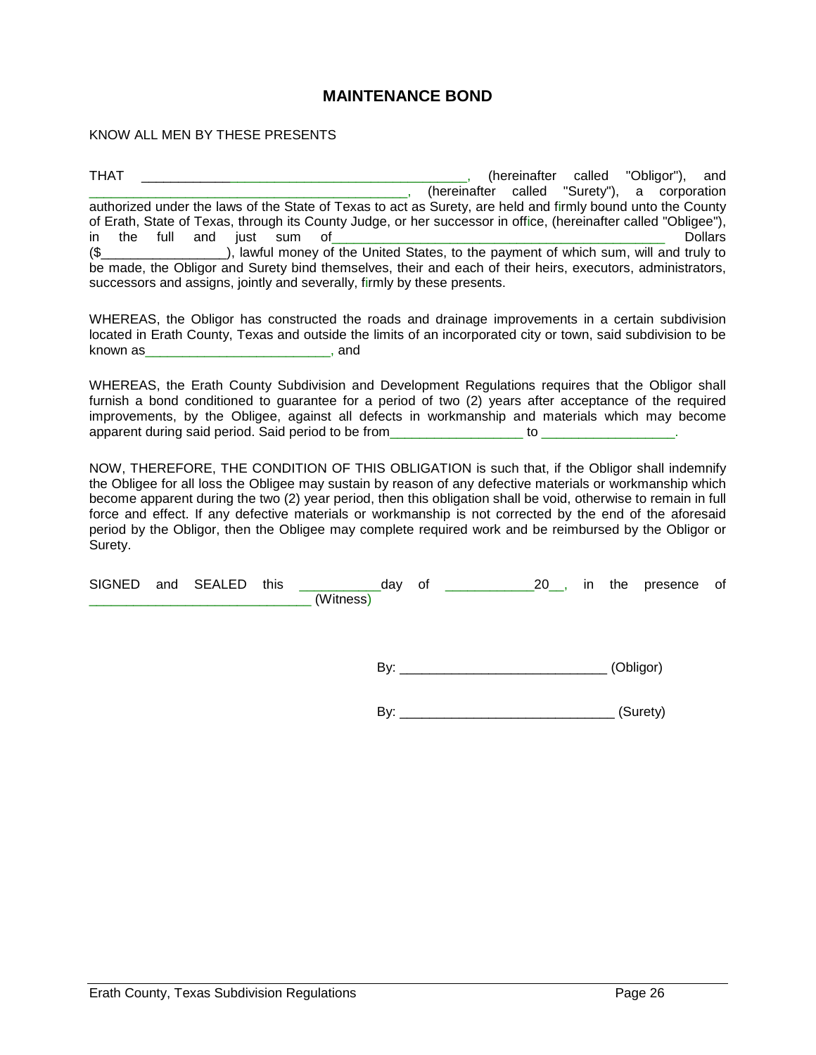## MAINTENANCE BOND

KNOW ALL MEN BY THESE PRESENTS

THAT _____________________________________________, (hereinafter called "Obligor"), and _____________________________________________, (hereinafter called "Surety"), a corporation authorized under the laws of the State of Texas to act as Surety, are held and firmly bound unto the County of Erath, State of Texas, through its County Judge, or her successor in office, (hereinafter called "Obligee"), in the full and just sum of_____________________________________________ Dollars ($_________________), lawful money of the United States, to the payment of which sum, will and truly to be made, the Obligor and Surety bind themselves, their and each of their heirs, executors, administrators, successors and assigns, jointly and severally, firmly by these presents.

WHEREAS, the Obligor has constructed the roads and drainage improvements in a certain subdivision located in Erath County, Texas and outside the limits of an incorporated city or town, said subdivision to be known as_________________________, and

WHEREAS, the Erath County Subdivision and Development Regulations requires that the Obligor shall furnish a bond conditioned to guarantee for a period of two (2) years after acceptance of the required improvements, by the Obligee, against all defects in workmanship and materials which may become apparent during said period. Said period to be from__________________ to __________________.

NOW, THEREFORE, THE CONDITION OF THIS OBLIGATION is such that, if the Obligor shall indemnify the Obligee for all loss the Obligee may sustain by reason of any defective materials or workmanship which become apparent during the two (2) year period, then this obligation shall be void, otherwise to remain in full force and effect. If any defective materials or workmanship is not corrected by the end of the aforesaid period by the Obligor, then the Obligee may complete required work and be reimbursed by the Obligor or Surety.

SIGNED and SEALED this ___________day of ____________20__, in the presence of ______________________________ (Witness)

By: ____________________________ (Obligor)

By: _____________________________ (Surety)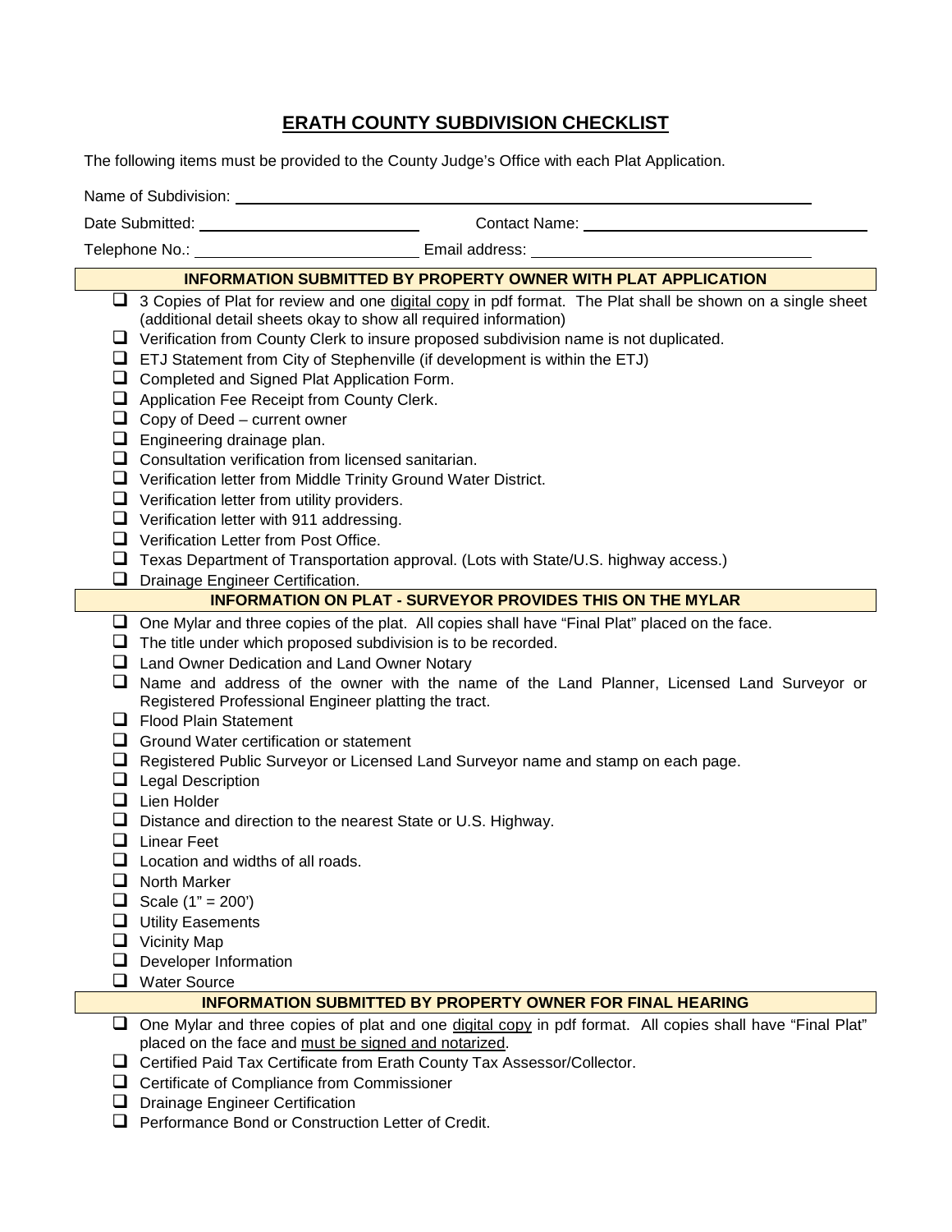# ERATH COUNTY SUBDIVISION CHECKLIST

The following items must be provided to the County Judge's Office with each Plat Application.

Name of Subdivision: ______________________________

Date Submitted: ______________________ Contact Name: ______________________

Telephone No.: ______________________ Email address: ______________________

## INFORMATION SUBMITTED BY PROPERTY OWNER WITH PLAT APPLICATION

- ☐ 3 Copies of Plat for review and one digital copy in pdf format. The Plat shall be shown on a single sheet (additional detail sheets okay to show all required information)
- ☐ Verification from County Clerk to insure proposed subdivision name is not duplicated.
- ☐ ETJ Statement from City of Stephenville (if development is within the ETJ)
- ☐ Completed and Signed Plat Application Form.
- ☐ Application Fee Receipt from County Clerk.
- ☐ Copy of Deed – current owner
- ☐ Engineering drainage plan.
- ☐ Consultation verification from licensed sanitarian.
- ☐ Verification letter from Middle Trinity Ground Water District.
- ☐ Verification letter from utility providers.
- ☐ Verification letter with 911 addressing.
- ☐ Verification Letter from Post Office.
- ☐ Texas Department of Transportation approval. (Lots with State/U.S. highway access.)
- ☐ Drainage Engineer Certification.

## INFORMATION ON PLAT - SURVEYOR PROVIDES THIS ON THE MYLAR

- ☐ One Mylar and three copies of the plat. All copies shall have "Final Plat" placed on the face.
- ☐ The title under which proposed subdivision is to be recorded.
- ☐ Land Owner Dedication and Land Owner Notary
- ☐ Name and address of the owner with the name of the Land Planner, Licensed Land Surveyor or Registered Professional Engineer platting the tract.
- ☐ Flood Plain Statement
- ☐ Ground Water certification or statement
- ☐ Registered Public Surveyor or Licensed Land Surveyor name and stamp on each page.
- ☐ Legal Description
- ☐ Lien Holder
- ☐ Distance and direction to the nearest State or U.S. Highway.
- ☐ Linear Feet
- ☐ Location and widths of all roads.
- ☐ North Marker
- ☐ Scale (1" = 200')
- ☐ Utility Easements
- ☐ Vicinity Map
- ☐ Developer Information
- ☐ Water Source

## INFORMATION SUBMITTED BY PROPERTY OWNER FOR FINAL HEARING

- ☐ One Mylar and three copies of plat and one digital copy in pdf format. All copies shall have "Final Plat" placed on the face and must be signed and notarized.
- ☐ Certified Paid Tax Certificate from Erath County Tax Assessor/Collector.
- ☐ Certificate of Compliance from Commissioner
- ☐ Drainage Engineer Certification
- ☐ Performance Bond or Construction Letter of Credit.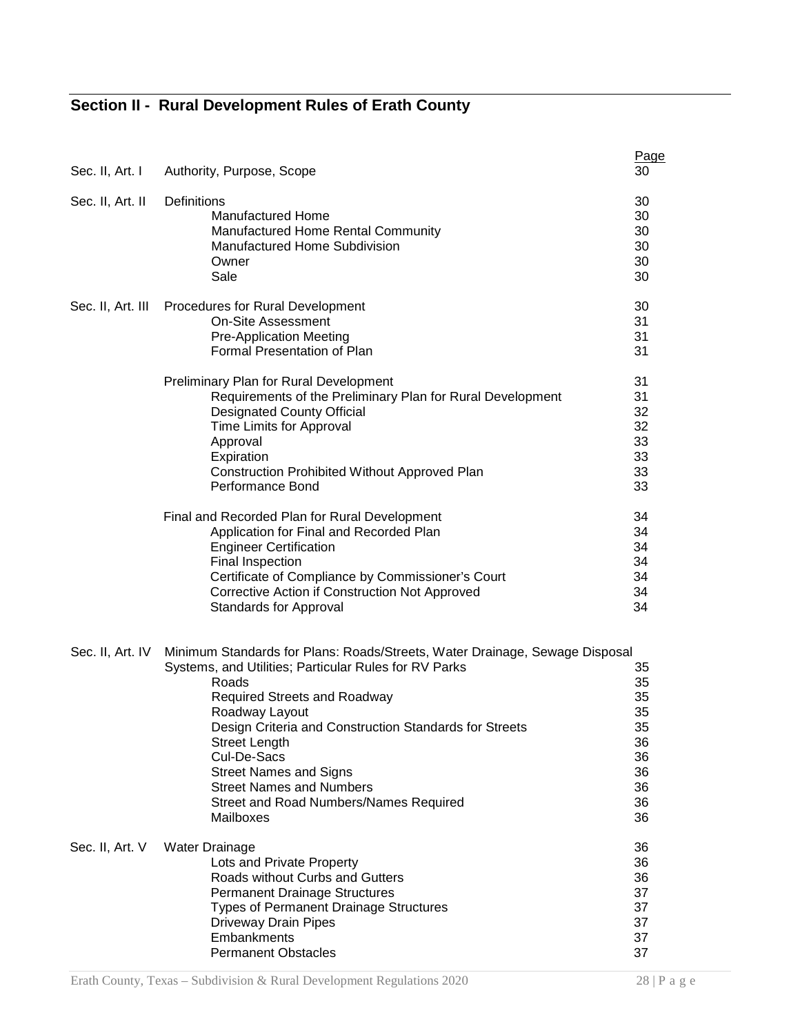## Section II - Rural Development Rules of Erath County

| | | Page |
|---|---|---|
| Sec. II, Art. I | Authority, Purpose, Scope | 30 |
| Sec. II, Art. II | Definitions | 30 |
| | Manufactured Home | 30 |
| | Manufactured Home Rental Community | 30 |
| | Manufactured Home Subdivision | 30 |
| | Owner | 30 |
| | Sale | 30 |
| Sec. II, Art. III | Procedures for Rural Development | 30 |
| | On-Site Assessment | 31 |
| | Pre-Application Meeting | 31 |
| | Formal Presentation of Plan | 31 |
| | Preliminary Plan for Rural Development | 31 |
| | Requirements of the Preliminary Plan for Rural Development | 31 |
| | Designated County Official | 32 |
| | Time Limits for Approval | 32 |
| | Approval | 33 |
| | Expiration | 33 |
| | Construction Prohibited Without Approved Plan | 33 |
| | Performance Bond | 33 |
| | Final and Recorded Plan for Rural Development | 34 |
| | Application for Final and Recorded Plan | 34 |
| | Engineer Certification | 34 |
| | Final Inspection | 34 |
| | Certificate of Compliance by Commissioner's Court | 34 |
| | Corrective Action if Construction Not Approved | 34 |
| | Standards for Approval | 34 |
| Sec. II, Art. IV | Minimum Standards for Plans: Roads/Streets, Water Drainage, Sewage Disposal Systems, and Utilities; Particular Rules for RV Parks | 35 |
| | Roads | 35 |
| | Required Streets and Roadway | 35 |
| | Roadway Layout | 35 |
| | Design Criteria and Construction Standards for Streets | 35 |
| | Street Length | 36 |
| | Cul-De-Sacs | 36 |
| | Street Names and Signs | 36 |
| | Street Names and Numbers | 36 |
| | Street and Road Numbers/Names Required | 36 |
| | Mailboxes | 36 |
| Sec. II, Art. V | Water Drainage | 36 |
| | Lots and Private Property | 36 |
| | Roads without Curbs and Gutters | 36 |
| | Permanent Drainage Structures | 37 |
| | Types of Permanent Drainage Structures | 37 |
| | Driveway Drain Pipes | 37 |
| | Embankments | 37 |
| | Permanent Obstacles | 37 |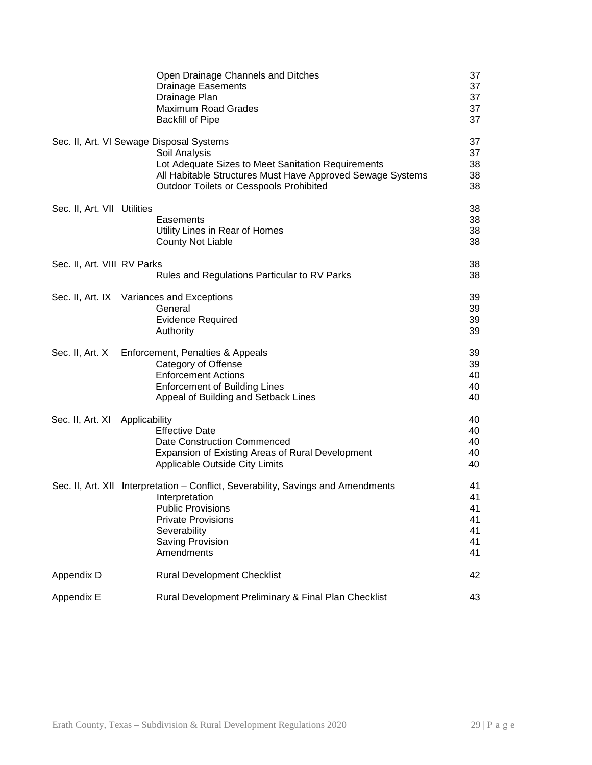| | | |
|---|---|---|
| | Open Drainage Channels and Ditches | 37 |
| | Drainage Easements | 37 |
| | Drainage Plan | 37 |
| | Maximum Road Grades | 37 |
| | Backfill of Pipe | 37 |
| Sec. II, Art. VI Sewage Disposal Systems | | 37 |
| | Soil Analysis | 37 |
| | Lot Adequate Sizes to Meet Sanitation Requirements | 38 |
| | All Habitable Structures Must Have Approved Sewage Systems | 38 |
| | Outdoor Toilets or Cesspools Prohibited | 38 |
| Sec. II, Art. VII Utilities | | 38 |
| | Easements | 38 |
| | Utility Lines in Rear of Homes | 38 |
| | County Not Liable | 38 |
| Sec. II, Art. VIII RV Parks | | 38 |
| | Rules and Regulations Particular to RV Parks | 38 |
| Sec. II, Art. IX Variances and Exceptions | | 39 |
| | General | 39 |
| | Evidence Required | 39 |
| | Authority | 39 |
| Sec. II, Art. X Enforcement, Penalties & Appeals | | 39 |
| | Category of Offense | 39 |
| | Enforcement Actions | 40 |
| | Enforcement of Building Lines | 40 |
| | Appeal of Building and Setback Lines | 40 |
| Sec. II, Art. XI Applicability | | 40 |
| | Effective Date | 40 |
| | Date Construction Commenced | 40 |
| | Expansion of Existing Areas of Rural Development | 40 |
| | Applicable Outside City Limits | 40 |
| Sec. II, Art. XII Interpretation – Conflict, Severability, Savings and Amendments | | 41 |
| | Interpretation | 41 |
| | Public Provisions | 41 |
| | Private Provisions | 41 |
| | Severability | 41 |
| | Saving Provision | 41 |
| | Amendments | 41 |
| Appendix D | Rural Development Checklist | 42 |
| Appendix E | Rural Development Preliminary & Final Plan Checklist | 43 |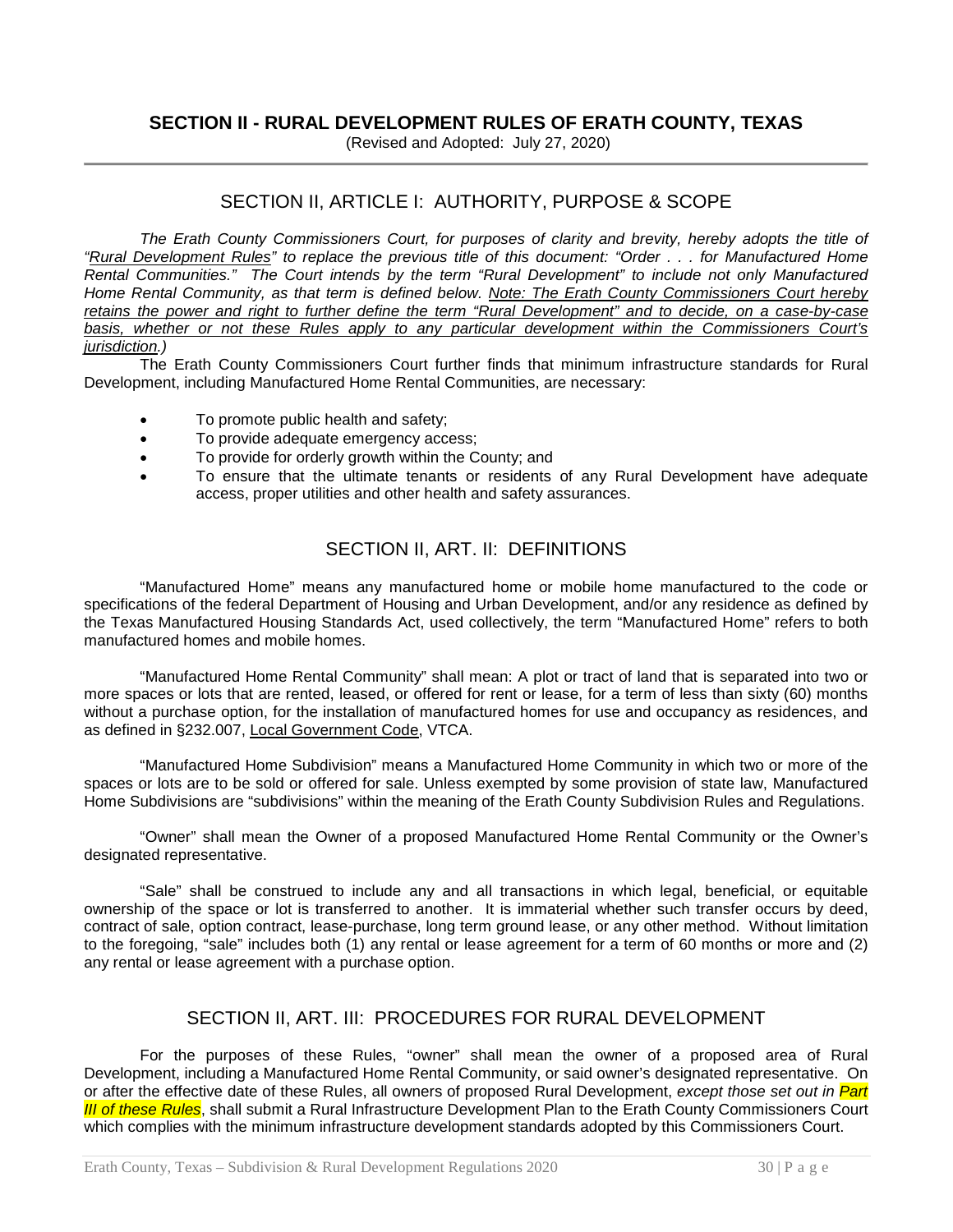# SECTION II - RURAL DEVELOPMENT RULES OF ERATH COUNTY, TEXAS

(Revised and Adopted: July 27, 2020)

## SECTION II, ARTICLE I: AUTHORITY, PURPOSE & SCOPE

*The Erath County Commissioners Court, for purposes of clarity and brevity, hereby adopts the title of "Rural Development Rules" to replace the previous title of this document: "Order . . . for Manufactured Home Rental Communities." The Court intends by the term "Rural Development" to include not only Manufactured Home Rental Community, as that term is defined below. Note: The Erath County Commissioners Court hereby retains the power and right to further define the term "Rural Development" and to decide, on a case-by-case basis, whether or not these Rules apply to any particular development within the Commissioners Court's jurisdiction.)*

The Erath County Commissioners Court further finds that minimum infrastructure standards for Rural Development, including Manufactured Home Rental Communities, are necessary:

- To promote public health and safety;
- To provide adequate emergency access;
- To provide for orderly growth within the County; and
- To ensure that the ultimate tenants or residents of any Rural Development have adequate access, proper utilities and other health and safety assurances.

## SECTION II, ART. II: DEFINITIONS

"Manufactured Home" means any manufactured home or mobile home manufactured to the code or specifications of the federal Department of Housing and Urban Development, and/or any residence as defined by the Texas Manufactured Housing Standards Act, used collectively, the term "Manufactured Home" refers to both manufactured homes and mobile homes.

"Manufactured Home Rental Community" shall mean: A plot or tract of land that is separated into two or more spaces or lots that are rented, leased, or offered for rent or lease, for a term of less than sixty (60) months without a purchase option, for the installation of manufactured homes for use and occupancy as residences, and as defined in §232.007, Local Government Code, VTCA.

"Manufactured Home Subdivision" means a Manufactured Home Community in which two or more of the spaces or lots are to be sold or offered for sale. Unless exempted by some provision of state law, Manufactured Home Subdivisions are "subdivisions" within the meaning of the Erath County Subdivision Rules and Regulations.

"Owner" shall mean the Owner of a proposed Manufactured Home Rental Community or the Owner's designated representative.

"Sale" shall be construed to include any and all transactions in which legal, beneficial, or equitable ownership of the space or lot is transferred to another. It is immaterial whether such transfer occurs by deed, contract of sale, option contract, lease-purchase, long term ground lease, or any other method. Without limitation to the foregoing, "sale" includes both (1) any rental or lease agreement for a term of 60 months or more and (2) any rental or lease agreement with a purchase option.

## SECTION II, ART. III: PROCEDURES FOR RURAL DEVELOPMENT

For the purposes of these Rules, "owner" shall mean the owner of a proposed area of Rural Development, including a Manufactured Home Rental Community, or said owner's designated representative. On or after the effective date of these Rules, all owners of proposed Rural Development, *except those set out in Part III of these Rules*, shall submit a Rural Infrastructure Development Plan to the Erath County Commissioners Court which complies with the minimum infrastructure development standards adopted by this Commissioners Court.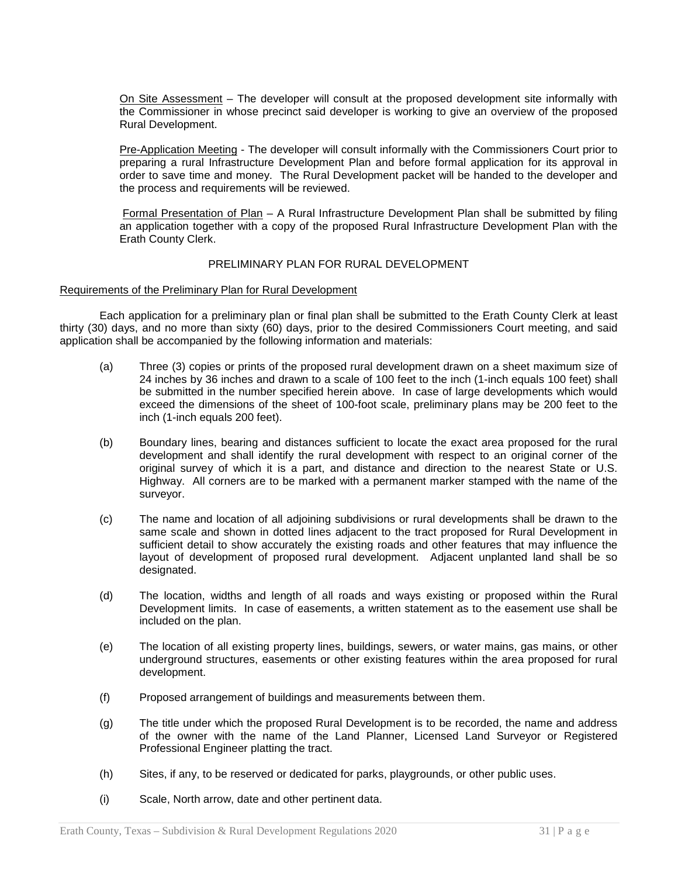On Site Assessment – The developer will consult at the proposed development site informally with the Commissioner in whose precinct said developer is working to give an overview of the proposed Rural Development.

Pre-Application Meeting - The developer will consult informally with the Commissioners Court prior to preparing a rural Infrastructure Development Plan and before formal application for its approval in order to save time and money. The Rural Development packet will be handed to the developer and the process and requirements will be reviewed.

Formal Presentation of Plan – A Rural Infrastructure Development Plan shall be submitted by filing an application together with a copy of the proposed Rural Infrastructure Development Plan with the Erath County Clerk.

## PRELIMINARY PLAN FOR RURAL DEVELOPMENT

### Requirements of the Preliminary Plan for Rural Development

Each application for a preliminary plan or final plan shall be submitted to the Erath County Clerk at least thirty (30) days, and no more than sixty (60) days, prior to the desired Commissioners Court meeting, and said application shall be accompanied by the following information and materials:

(a) Three (3) copies or prints of the proposed rural development drawn on a sheet maximum size of 24 inches by 36 inches and drawn to a scale of 100 feet to the inch (1-inch equals 100 feet) shall be submitted in the number specified herein above. In case of large developments which would exceed the dimensions of the sheet of 100-foot scale, preliminary plans may be 200 feet to the inch (1-inch equals 200 feet).

(b) Boundary lines, bearing and distances sufficient to locate the exact area proposed for the rural development and shall identify the rural development with respect to an original corner of the original survey of which it is a part, and distance and direction to the nearest State or U.S. Highway. All corners are to be marked with a permanent marker stamped with the name of the surveyor.

(c) The name and location of all adjoining subdivisions or rural developments shall be drawn to the same scale and shown in dotted lines adjacent to the tract proposed for Rural Development in sufficient detail to show accurately the existing roads and other features that may influence the layout of development of proposed rural development. Adjacent unplanted land shall be so designated.

(d) The location, widths and length of all roads and ways existing or proposed within the Rural Development limits. In case of easements, a written statement as to the easement use shall be included on the plan.

(e) The location of all existing property lines, buildings, sewers, or water mains, gas mains, or other underground structures, easements or other existing features within the area proposed for rural development.

(f) Proposed arrangement of buildings and measurements between them.

(g) The title under which the proposed Rural Development is to be recorded, the name and address of the owner with the name of the Land Planner, Licensed Land Surveyor or Registered Professional Engineer platting the tract.

(h) Sites, if any, to be reserved or dedicated for parks, playgrounds, or other public uses.

(i) Scale, North arrow, date and other pertinent data.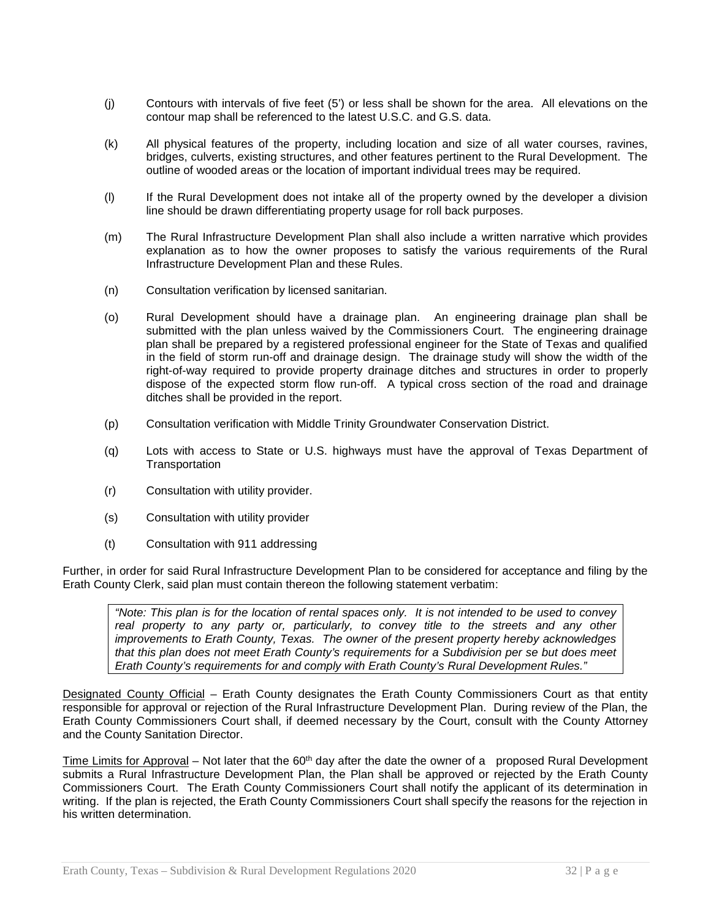(j) Contours with intervals of five feet (5') or less shall be shown for the area. All elevations on the contour map shall be referenced to the latest U.S.C. and G.S. data.

(k) All physical features of the property, including location and size of all water courses, ravines, bridges, culverts, existing structures, and other features pertinent to the Rural Development. The outline of wooded areas or the location of important individual trees may be required.

(l) If the Rural Development does not intake all of the property owned by the developer a division line should be drawn differentiating property usage for roll back purposes.

(m) The Rural Infrastructure Development Plan shall also include a written narrative which provides explanation as to how the owner proposes to satisfy the various requirements of the Rural Infrastructure Development Plan and these Rules.

(n) Consultation verification by licensed sanitarian.

(o) Rural Development should have a drainage plan. An engineering drainage plan shall be submitted with the plan unless waived by the Commissioners Court. The engineering drainage plan shall be prepared by a registered professional engineer for the State of Texas and qualified in the field of storm run-off and drainage design. The drainage study will show the width of the right-of-way required to provide property drainage ditches and structures in order to properly dispose of the expected storm flow run-off. A typical cross section of the road and drainage ditches shall be provided in the report.

(p) Consultation verification with Middle Trinity Groundwater Conservation District.

(q) Lots with access to State or U.S. highways must have the approval of Texas Department of Transportation

(r) Consultation with utility provider.

(s) Consultation with utility provider

(t) Consultation with 911 addressing

Further, in order for said Rural Infrastructure Development Plan to be considered for acceptance and filing by the Erath County Clerk, said plan must contain thereon the following statement verbatim:

> *"Note: This plan is for the location of rental spaces only. It is not intended to be used to convey real property to any party or, particularly, to convey title to the streets and any other improvements to Erath County, Texas. The owner of the present property hereby acknowledges that this plan does not meet Erath County's requirements for a Subdivision per se but does meet Erath County's requirements for and comply with Erath County's Rural Development Rules."*

Designated County Official – Erath County designates the Erath County Commissioners Court as that entity responsible for approval or rejection of the Rural Infrastructure Development Plan. During review of the Plan, the Erath County Commissioners Court shall, if deemed necessary by the Court, consult with the County Attorney and the County Sanitation Director.

Time Limits for Approval – Not later that the 60th day after the date the owner of a proposed Rural Development submits a Rural Infrastructure Development Plan, the Plan shall be approved or rejected by the Erath County Commissioners Court. The Erath County Commissioners Court shall notify the applicant of its determination in writing. If the plan is rejected, the Erath County Commissioners Court shall specify the reasons for the rejection in his written determination.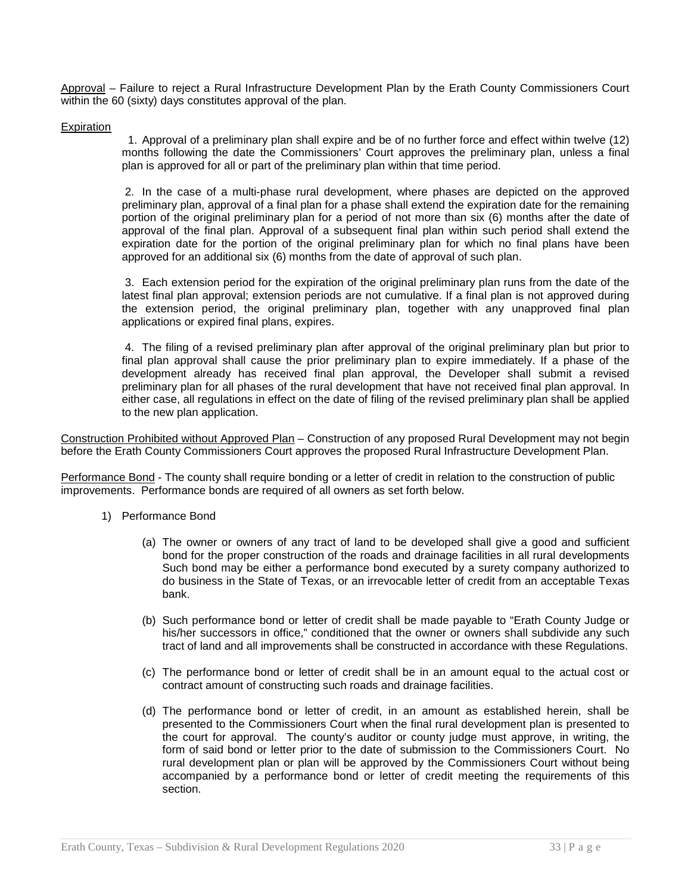Approval – Failure to reject a Rural Infrastructure Development Plan by the Erath County Commissioners Court within the 60 (sixty) days constitutes approval of the plan.

Expiration

1. Approval of a preliminary plan shall expire and be of no further force and effect within twelve (12) months following the date the Commissioners' Court approves the preliminary plan, unless a final plan is approved for all or part of the preliminary plan within that time period.

2. In the case of a multi-phase rural development, where phases are depicted on the approved preliminary plan, approval of a final plan for a phase shall extend the expiration date for the remaining portion of the original preliminary plan for a period of not more than six (6) months after the date of approval of the final plan. Approval of a subsequent final plan within such period shall extend the expiration date for the portion of the original preliminary plan for which no final plans have been approved for an additional six (6) months from the date of approval of such plan.

3. Each extension period for the expiration of the original preliminary plan runs from the date of the latest final plan approval; extension periods are not cumulative. If a final plan is not approved during the extension period, the original preliminary plan, together with any unapproved final plan applications or expired final plans, expires.

4. The filing of a revised preliminary plan after approval of the original preliminary plan but prior to final plan approval shall cause the prior preliminary plan to expire immediately. If a phase of the development already has received final plan approval, the Developer shall submit a revised preliminary plan for all phases of the rural development that have not received final plan approval. In either case, all regulations in effect on the date of filing of the revised preliminary plan shall be applied to the new plan application.

Construction Prohibited without Approved Plan – Construction of any proposed Rural Development may not begin before the Erath County Commissioners Court approves the proposed Rural Infrastructure Development Plan.

Performance Bond - The county shall require bonding or a letter of credit in relation to the construction of public improvements. Performance bonds are required of all owners as set forth below.

1) Performance Bond

   (a) The owner or owners of any tract of land to be developed shall give a good and sufficient bond for the proper construction of the roads and drainage facilities in all rural developments Such bond may be either a performance bond executed by a surety company authorized to do business in the State of Texas, or an irrevocable letter of credit from an acceptable Texas bank.

   (b) Such performance bond or letter of credit shall be made payable to "Erath County Judge or his/her successors in office," conditioned that the owner or owners shall subdivide any such tract of land and all improvements shall be constructed in accordance with these Regulations.

   (c) The performance bond or letter of credit shall be in an amount equal to the actual cost or contract amount of constructing such roads and drainage facilities.

   (d) The performance bond or letter of credit, in an amount as established herein, shall be presented to the Commissioners Court when the final rural development plan is presented to the court for approval. The county's auditor or county judge must approve, in writing, the form of said bond or letter prior to the date of submission to the Commissioners Court. No rural development plan or plan will be approved by the Commissioners Court without being accompanied by a performance bond or letter of credit meeting the requirements of this section.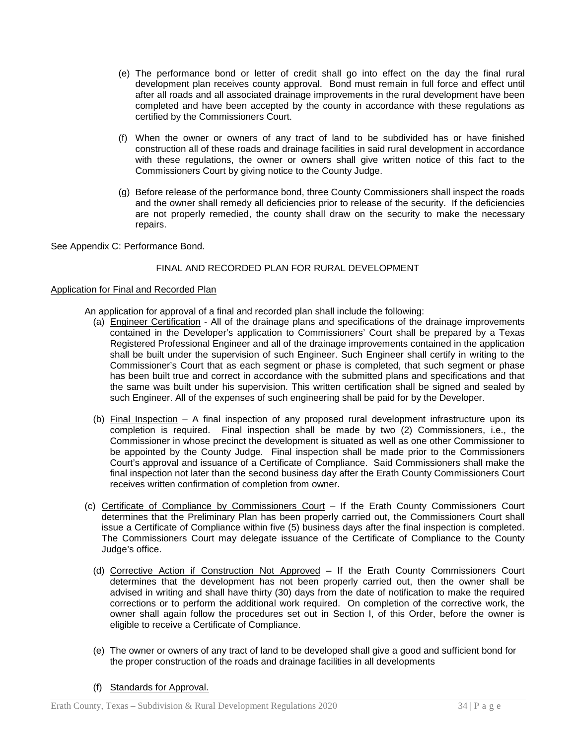(e) The performance bond or letter of credit shall go into effect on the day the final rural development plan receives county approval. Bond must remain in full force and effect until after all roads and all associated drainage improvements in the rural development have been completed and have been accepted by the county in accordance with these regulations as certified by the Commissioners Court.

(f) When the owner or owners of any tract of land to be subdivided has or have finished construction all of these roads and drainage facilities in said rural development in accordance with these regulations, the owner or owners shall give written notice of this fact to the Commissioners Court by giving notice to the County Judge.

(g) Before release of the performance bond, three County Commissioners shall inspect the roads and the owner shall remedy all deficiencies prior to release of the security. If the deficiencies are not properly remedied, the county shall draw on the security to make the necessary repairs.

See Appendix C: Performance Bond.

## FINAL AND RECORDED PLAN FOR RURAL DEVELOPMENT

### Application for Final and Recorded Plan

An application for approval of a final and recorded plan shall include the following:

(a) Engineer Certification - All of the drainage plans and specifications of the drainage improvements contained in the Developer's application to Commissioners' Court shall be prepared by a Texas Registered Professional Engineer and all of the drainage improvements contained in the application shall be built under the supervision of such Engineer. Such Engineer shall certify in writing to the Commissioner's Court that as each segment or phase is completed, that such segment or phase has been built true and correct in accordance with the submitted plans and specifications and that the same was built under his supervision. This written certification shall be signed and sealed by such Engineer. All of the expenses of such engineering shall be paid for by the Developer.

(b) Final Inspection – A final inspection of any proposed rural development infrastructure upon its completion is required. Final inspection shall be made by two (2) Commissioners, i.e., the Commissioner in whose precinct the development is situated as well as one other Commissioner to be appointed by the County Judge. Final inspection shall be made prior to the Commissioners Court's approval and issuance of a Certificate of Compliance. Said Commissioners shall make the final inspection not later than the second business day after the Erath County Commissioners Court receives written confirmation of completion from owner.

(c) Certificate of Compliance by Commissioners Court – If the Erath County Commissioners Court determines that the Preliminary Plan has been properly carried out, the Commissioners Court shall issue a Certificate of Compliance within five (5) business days after the final inspection is completed. The Commissioners Court may delegate issuance of the Certificate of Compliance to the County Judge's office.

(d) Corrective Action if Construction Not Approved – If the Erath County Commissioners Court determines that the development has not been properly carried out, then the owner shall be advised in writing and shall have thirty (30) days from the date of notification to make the required corrections or to perform the additional work required. On completion of the corrective work, the owner shall again follow the procedures set out in Section I, of this Order, before the owner is eligible to receive a Certificate of Compliance.

(e) The owner or owners of any tract of land to be developed shall give a good and sufficient bond for the proper construction of the roads and drainage facilities in all developments

(f) Standards for Approval.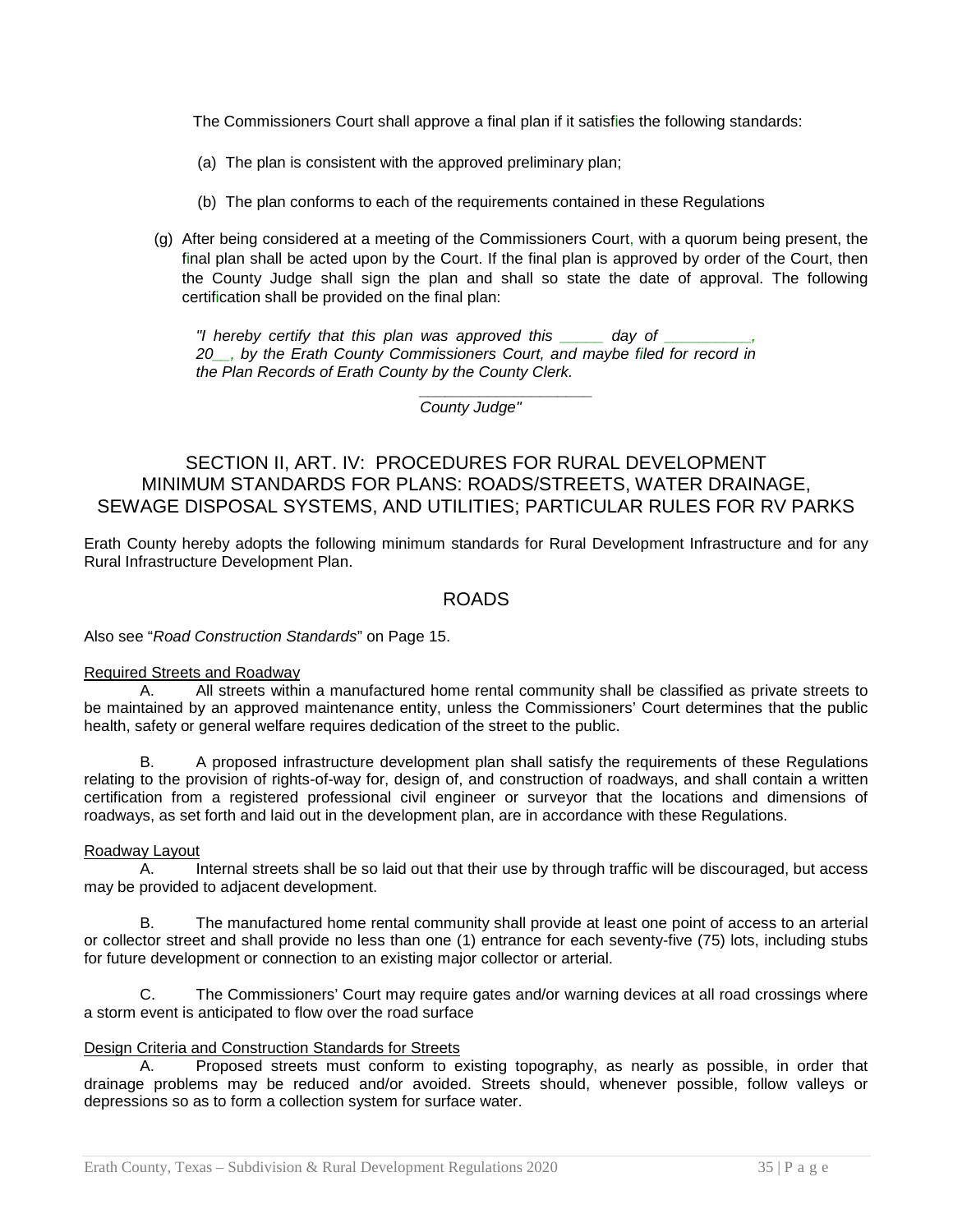The Commissioners Court shall approve a final plan if it satisfies the following standards:

(a) The plan is consistent with the approved preliminary plan;

(b) The plan conforms to each of the requirements contained in these Regulations

(g) After being considered at a meeting of the Commissioners Court, with a quorum being present, the final plan shall be acted upon by the Court. If the final plan is approved by order of the Court, then the County Judge shall sign the plan and shall so state the date of approval. The following certification shall be provided on the final plan:

*"I hereby certify that this plan was approved this _____ day of __________, 20__, by the Erath County Commissioners Court, and maybe filed for record in the Plan Records of Erath County by the County Clerk.*

*____________________*
*County Judge"*

## SECTION II, ART. IV: PROCEDURES FOR RURAL DEVELOPMENT MINIMUM STANDARDS FOR PLANS: ROADS/STREETS, WATER DRAINAGE, SEWAGE DISPOSAL SYSTEMS, AND UTILITIES; PARTICULAR RULES FOR RV PARKS

Erath County hereby adopts the following minimum standards for Rural Development Infrastructure and for any Rural Infrastructure Development Plan.

### ROADS

Also see "*Road Construction Standards*" on Page 15.

Required Streets and Roadway

A. All streets within a manufactured home rental community shall be classified as private streets to be maintained by an approved maintenance entity, unless the Commissioners' Court determines that the public health, safety or general welfare requires dedication of the street to the public.

B. A proposed infrastructure development plan shall satisfy the requirements of these Regulations relating to the provision of rights-of-way for, design of, and construction of roadways, and shall contain a written certification from a registered professional civil engineer or surveyor that the locations and dimensions of roadways, as set forth and laid out in the development plan, are in accordance with these Regulations.

Roadway Layout

A. Internal streets shall be so laid out that their use by through traffic will be discouraged, but access may be provided to adjacent development.

B. The manufactured home rental community shall provide at least one point of access to an arterial or collector street and shall provide no less than one (1) entrance for each seventy-five (75) lots, including stubs for future development or connection to an existing major collector or arterial.

C. The Commissioners' Court may require gates and/or warning devices at all road crossings where a storm event is anticipated to flow over the road surface

Design Criteria and Construction Standards for Streets

A. Proposed streets must conform to existing topography, as nearly as possible, in order that drainage problems may be reduced and/or avoided. Streets should, whenever possible, follow valleys or depressions so as to form a collection system for surface water.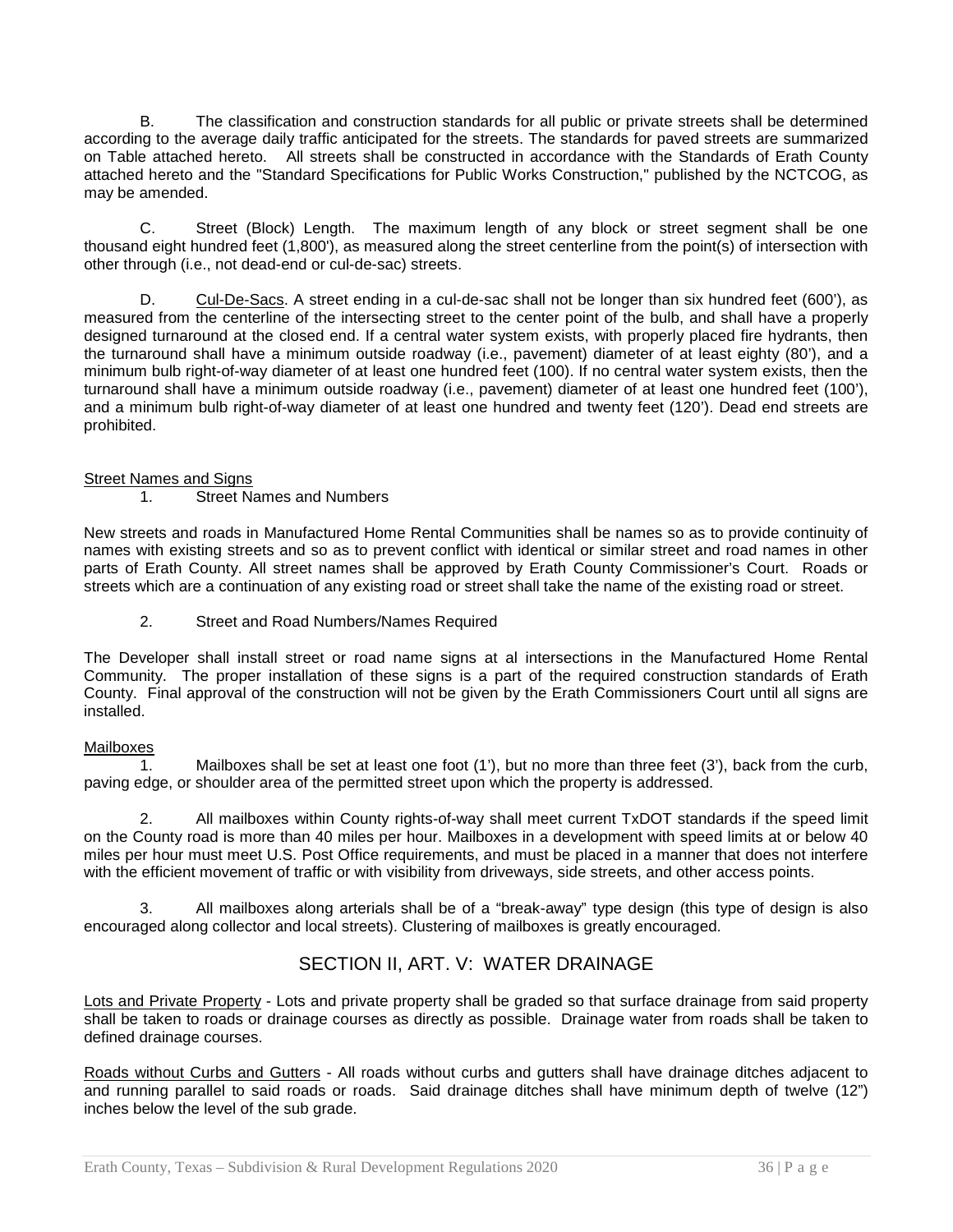B. The classification and construction standards for all public or private streets shall be determined according to the average daily traffic anticipated for the streets. The standards for paved streets are summarized on Table attached hereto. All streets shall be constructed in accordance with the Standards of Erath County attached hereto and the "Standard Specifications for Public Works Construction," published by the NCTCOG, as may be amended.

C. Street (Block) Length. The maximum length of any block or street segment shall be one thousand eight hundred feet (1,800'), as measured along the street centerline from the point(s) of intersection with other through (i.e., not dead-end or cul-de-sac) streets.

D. Cul-De-Sacs. A street ending in a cul-de-sac shall not be longer than six hundred feet (600'), as measured from the centerline of the intersecting street to the center point of the bulb, and shall have a properly designed turnaround at the closed end. If a central water system exists, with properly placed fire hydrants, then the turnaround shall have a minimum outside roadway (i.e., pavement) diameter of at least eighty (80'), and a minimum bulb right-of-way diameter of at least one hundred feet (100). If no central water system exists, then the turnaround shall have a minimum outside roadway (i.e., pavement) diameter of at least one hundred feet (100'), and a minimum bulb right-of-way diameter of at least one hundred and twenty feet (120'). Dead end streets are prohibited.

Street Names and Signs

1. Street Names and Numbers

New streets and roads in Manufactured Home Rental Communities shall be names so as to provide continuity of names with existing streets and so as to prevent conflict with identical or similar street and road names in other parts of Erath County. All street names shall be approved by Erath County Commissioner's Court. Roads or streets which are a continuation of any existing road or street shall take the name of the existing road or street.

2. Street and Road Numbers/Names Required

The Developer shall install street or road name signs at al intersections in the Manufactured Home Rental Community. The proper installation of these signs is a part of the required construction standards of Erath County. Final approval of the construction will not be given by the Erath Commissioners Court until all signs are installed.

Mailboxes

1. Mailboxes shall be set at least one foot (1'), but no more than three feet (3'), back from the curb, paving edge, or shoulder area of the permitted street upon which the property is addressed.

2. All mailboxes within County rights-of-way shall meet current TxDOT standards if the speed limit on the County road is more than 40 miles per hour. Mailboxes in a development with speed limits at or below 40 miles per hour must meet U.S. Post Office requirements, and must be placed in a manner that does not interfere with the efficient movement of traffic or with visibility from driveways, side streets, and other access points.

3. All mailboxes along arterials shall be of a "break-away" type design (this type of design is also encouraged along collector and local streets). Clustering of mailboxes is greatly encouraged.

## SECTION II, ART. V: WATER DRAINAGE

Lots and Private Property - Lots and private property shall be graded so that surface drainage from said property shall be taken to roads or drainage courses as directly as possible. Drainage water from roads shall be taken to defined drainage courses.

Roads without Curbs and Gutters - All roads without curbs and gutters shall have drainage ditches adjacent to and running parallel to said roads or roads. Said drainage ditches shall have minimum depth of twelve (12") inches below the level of the sub grade.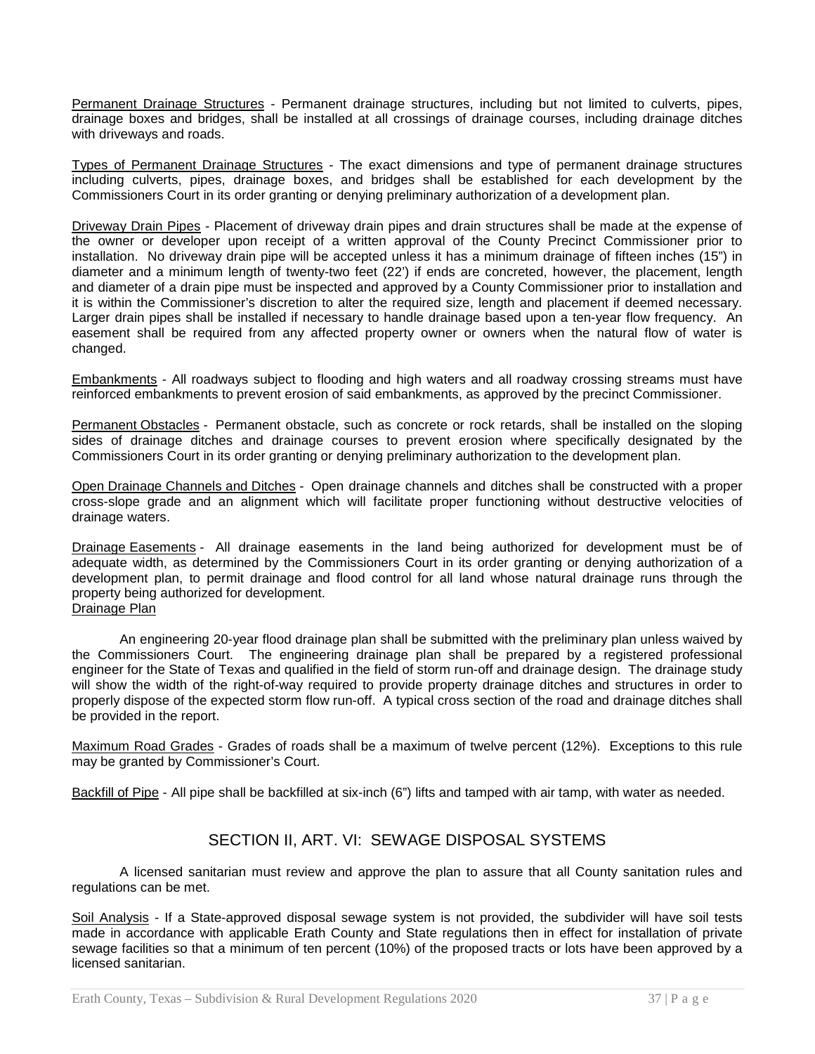Permanent Drainage Structures - Permanent drainage structures, including but not limited to culverts, pipes, drainage boxes and bridges, shall be installed at all crossings of drainage courses, including drainage ditches with driveways and roads.

Types of Permanent Drainage Structures - The exact dimensions and type of permanent drainage structures including culverts, pipes, drainage boxes, and bridges shall be established for each development by the Commissioners Court in its order granting or denying preliminary authorization of a development plan.

Driveway Drain Pipes - Placement of driveway drain pipes and drain structures shall be made at the expense of the owner or developer upon receipt of a written approval of the County Precinct Commissioner prior to installation. No driveway drain pipe will be accepted unless it has a minimum drainage of fifteen inches (15") in diameter and a minimum length of twenty-two feet (22') if ends are concreted, however, the placement, length and diameter of a drain pipe must be inspected and approved by a County Commissioner prior to installation and it is within the Commissioner's discretion to alter the required size, length and placement if deemed necessary. Larger drain pipes shall be installed if necessary to handle drainage based upon a ten-year flow frequency. An easement shall be required from any affected property owner or owners when the natural flow of water is changed.

Embankments - All roadways subject to flooding and high waters and all roadway crossing streams must have reinforced embankments to prevent erosion of said embankments, as approved by the precinct Commissioner.

Permanent Obstacles - Permanent obstacle, such as concrete or rock retards, shall be installed on the sloping sides of drainage ditches and drainage courses to prevent erosion where specifically designated by the Commissioners Court in its order granting or denying preliminary authorization to the development plan.

Open Drainage Channels and Ditches - Open drainage channels and ditches shall be constructed with a proper cross-slope grade and an alignment which will facilitate proper functioning without destructive velocities of drainage waters.

Drainage Easements - All drainage easements in the land being authorized for development must be of adequate width, as determined by the Commissioners Court in its order granting or denying authorization of a development plan, to permit drainage and flood control for all land whose natural drainage runs through the property being authorized for development.

Drainage Plan

An engineering 20-year flood drainage plan shall be submitted with the preliminary plan unless waived by the Commissioners Court. The engineering drainage plan shall be prepared by a registered professional engineer for the State of Texas and qualified in the field of storm run-off and drainage design. The drainage study will show the width of the right-of-way required to provide property drainage ditches and structures in order to properly dispose of the expected storm flow run-off. A typical cross section of the road and drainage ditches shall be provided in the report.

Maximum Road Grades - Grades of roads shall be a maximum of twelve percent (12%). Exceptions to this rule may be granted by Commissioner's Court.

Backfill of Pipe - All pipe shall be backfilled at six-inch (6") lifts and tamped with air tamp, with water as needed.

## SECTION II, ART. VI: SEWAGE DISPOSAL SYSTEMS

A licensed sanitarian must review and approve the plan to assure that all County sanitation rules and regulations can be met.

Soil Analysis - If a State-approved disposal sewage system is not provided, the subdivider will have soil tests made in accordance with applicable Erath County and State regulations then in effect for installation of private sewage facilities so that a minimum of ten percent (10%) of the proposed tracts or lots have been approved by a licensed sanitarian.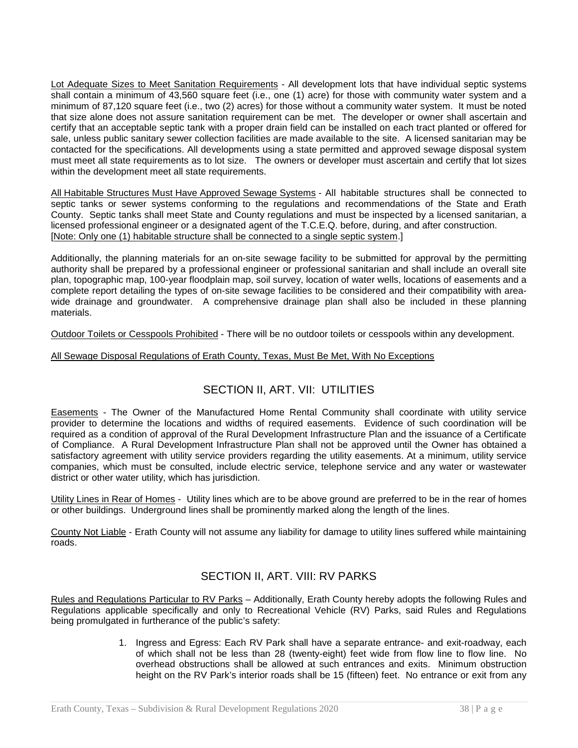Lot Adequate Sizes to Meet Sanitation Requirements - All development lots that have individual septic systems shall contain a minimum of 43,560 square feet (i.e., one (1) acre) for those with community water system and a minimum of 87,120 square feet (i.e., two (2) acres) for those without a community water system. It must be noted that size alone does not assure sanitation requirement can be met. The developer or owner shall ascertain and certify that an acceptable septic tank with a proper drain field can be installed on each tract planted or offered for sale, unless public sanitary sewer collection facilities are made available to the site. A licensed sanitarian may be contacted for the specifications. All developments using a state permitted and approved sewage disposal system must meet all state requirements as to lot size. The owners or developer must ascertain and certify that lot sizes within the development meet all state requirements.

All Habitable Structures Must Have Approved Sewage Systems - All habitable structures shall be connected to septic tanks or sewer systems conforming to the regulations and recommendations of the State and Erath County. Septic tanks shall meet State and County regulations and must be inspected by a licensed sanitarian, a licensed professional engineer or a designated agent of the T.C.E.Q. before, during, and after construction. [Note: Only one (1) habitable structure shall be connected to a single septic system.]

Additionally, the planning materials for an on-site sewage facility to be submitted for approval by the permitting authority shall be prepared by a professional engineer or professional sanitarian and shall include an overall site plan, topographic map, 100-year floodplain map, soil survey, location of water wells, locations of easements and a complete report detailing the types of on-site sewage facilities to be considered and their compatibility with area-wide drainage and groundwater. A comprehensive drainage plan shall also be included in these planning materials.

Outdoor Toilets or Cesspools Prohibited - There will be no outdoor toilets or cesspools within any development.

All Sewage Disposal Regulations of Erath County, Texas, Must Be Met, With No Exceptions

## SECTION II, ART. VII: UTILITIES

Easements - The Owner of the Manufactured Home Rental Community shall coordinate with utility service provider to determine the locations and widths of required easements. Evidence of such coordination will be required as a condition of approval of the Rural Development Infrastructure Plan and the issuance of a Certificate of Compliance. A Rural Development Infrastructure Plan shall not be approved until the Owner has obtained a satisfactory agreement with utility service providers regarding the utility easements. At a minimum, utility service companies, which must be consulted, include electric service, telephone service and any water or wastewater district or other water utility, which has jurisdiction.

Utility Lines in Rear of Homes - Utility lines which are to be above ground are preferred to be in the rear of homes or other buildings. Underground lines shall be prominently marked along the length of the lines.

County Not Liable - Erath County will not assume any liability for damage to utility lines suffered while maintaining roads.

## SECTION II, ART. VIII: RV PARKS

Rules and Regulations Particular to RV Parks – Additionally, Erath County hereby adopts the following Rules and Regulations applicable specifically and only to Recreational Vehicle (RV) Parks, said Rules and Regulations being promulgated in furtherance of the public's safety:

1. Ingress and Egress: Each RV Park shall have a separate entrance- and exit-roadway, each of which shall not be less than 28 (twenty-eight) feet wide from flow line to flow line. No overhead obstructions shall be allowed at such entrances and exits. Minimum obstruction height on the RV Park's interior roads shall be 15 (fifteen) feet. No entrance or exit from any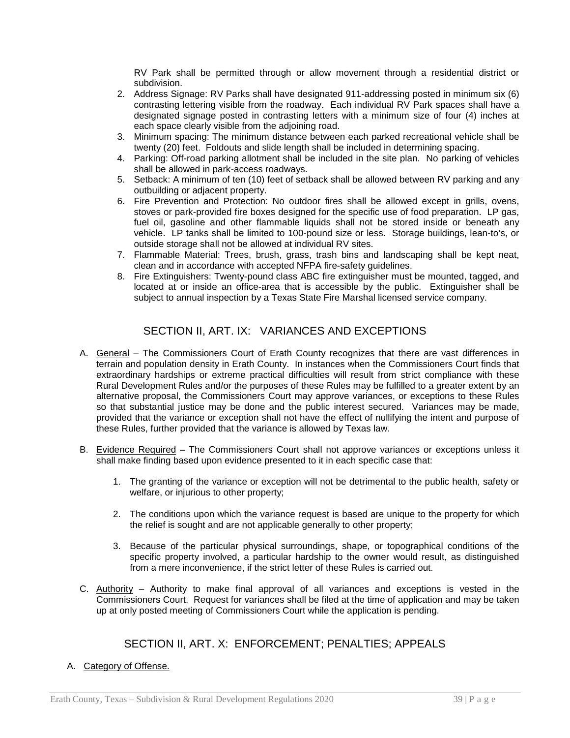RV Park shall be permitted through or allow movement through a residential district or subdivision.

2. Address Signage: RV Parks shall have designated 911-addressing posted in minimum six (6) contrasting lettering visible from the roadway. Each individual RV Park spaces shall have a designated signage posted in contrasting letters with a minimum size of four (4) inches at each space clearly visible from the adjoining road.
3. Minimum spacing: The minimum distance between each parked recreational vehicle shall be twenty (20) feet. Foldouts and slide length shall be included in determining spacing.
4. Parking: Off-road parking allotment shall be included in the site plan. No parking of vehicles shall be allowed in park-access roadways.
5. Setback: A minimum of ten (10) feet of setback shall be allowed between RV parking and any outbuilding or adjacent property.
6. Fire Prevention and Protection: No outdoor fires shall be allowed except in grills, ovens, stoves or park-provided fire boxes designed for the specific use of food preparation. LP gas, fuel oil, gasoline and other flammable liquids shall not be stored inside or beneath any vehicle. LP tanks shall be limited to 100-pound size or less. Storage buildings, lean-to's, or outside storage shall not be allowed at individual RV sites.
7. Flammable Material: Trees, brush, grass, trash bins and landscaping shall be kept neat, clean and in accordance with accepted NFPA fire-safety guidelines.
8. Fire Extinguishers: Twenty-pound class ABC fire extinguisher must be mounted, tagged, and located at or inside an office-area that is accessible by the public. Extinguisher shall be subject to annual inspection by a Texas State Fire Marshal licensed service company.

## SECTION II, ART. IX: VARIANCES AND EXCEPTIONS

A. General – The Commissioners Court of Erath County recognizes that there are vast differences in terrain and population density in Erath County. In instances when the Commissioners Court finds that extraordinary hardships or extreme practical difficulties will result from strict compliance with these Rural Development Rules and/or the purposes of these Rules may be fulfilled to a greater extent by an alternative proposal, the Commissioners Court may approve variances, or exceptions to these Rules so that substantial justice may be done and the public interest secured. Variances may be made, provided that the variance or exception shall not have the effect of nullifying the intent and purpose of these Rules, further provided that the variance is allowed by Texas law.

B. Evidence Required – The Commissioners Court shall not approve variances or exceptions unless it shall make finding based upon evidence presented to it in each specific case that:

   1. The granting of the variance or exception will not be detrimental to the public health, safety or welfare, or injurious to other property;

   2. The conditions upon which the variance request is based are unique to the property for which the relief is sought and are not applicable generally to other property;

   3. Because of the particular physical surroundings, shape, or topographical conditions of the specific property involved, a particular hardship to the owner would result, as distinguished from a mere inconvenience, if the strict letter of these Rules is carried out.

C. Authority – Authority to make final approval of all variances and exceptions is vested in the Commissioners Court. Request for variances shall be filed at the time of application and may be taken up at only posted meeting of Commissioners Court while the application is pending.

## SECTION II, ART. X: ENFORCEMENT; PENALTIES; APPEALS

A. Category of Offense.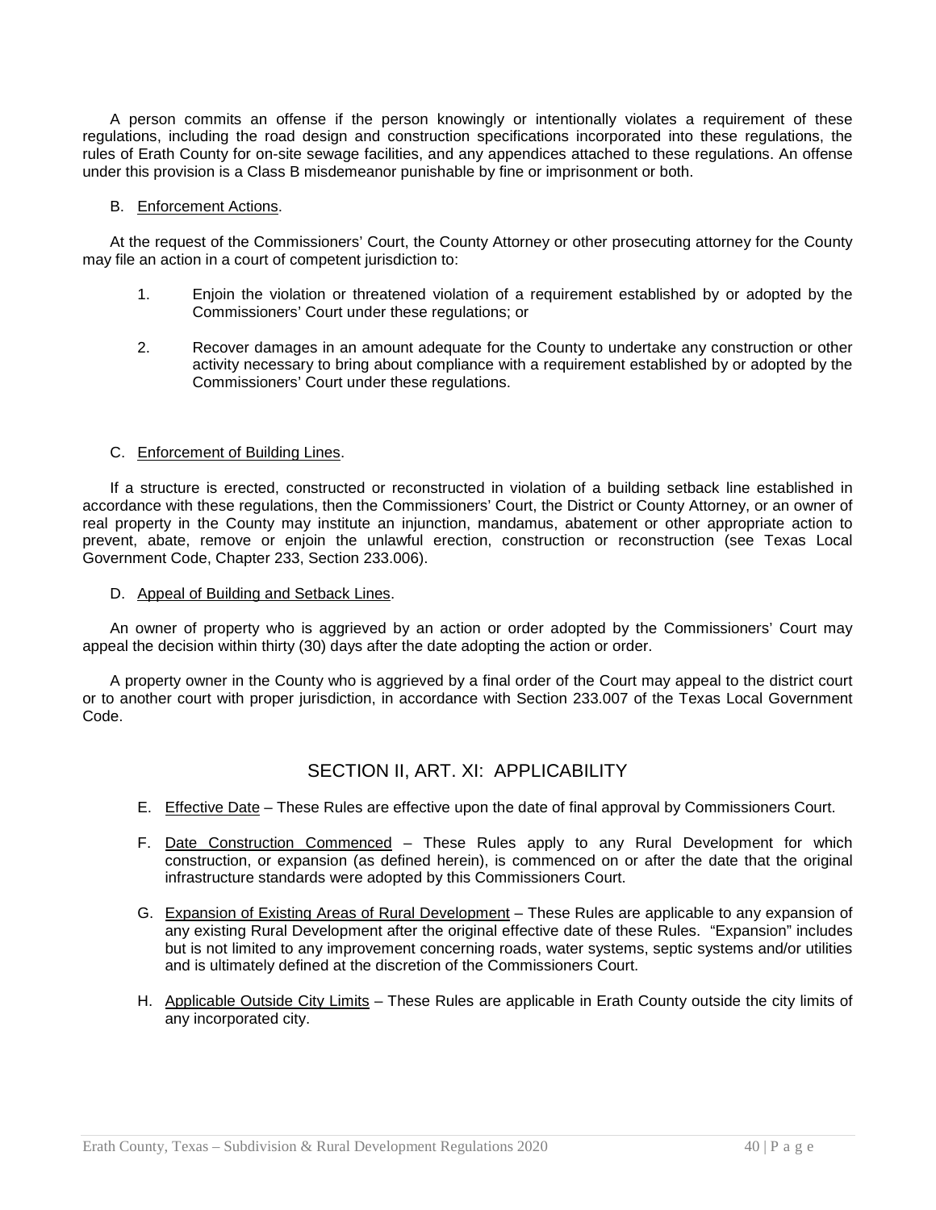A person commits an offense if the person knowingly or intentionally violates a requirement of these regulations, including the road design and construction specifications incorporated into these regulations, the rules of Erath County for on-site sewage facilities, and any appendices attached to these regulations. An offense under this provision is a Class B misdemeanor punishable by fine or imprisonment or both.

B. Enforcement Actions.

At the request of the Commissioners' Court, the County Attorney or other prosecuting attorney for the County may file an action in a court of competent jurisdiction to:

1. Enjoin the violation or threatened violation of a requirement established by or adopted by the Commissioners' Court under these regulations; or

2. Recover damages in an amount adequate for the County to undertake any construction or other activity necessary to bring about compliance with a requirement established by or adopted by the Commissioners' Court under these regulations.

C. Enforcement of Building Lines.

If a structure is erected, constructed or reconstructed in violation of a building setback line established in accordance with these regulations, then the Commissioners' Court, the District or County Attorney, or an owner of real property in the County may institute an injunction, mandamus, abatement or other appropriate action to prevent, abate, remove or enjoin the unlawful erection, construction or reconstruction (see Texas Local Government Code, Chapter 233, Section 233.006).

D. Appeal of Building and Setback Lines.

An owner of property who is aggrieved by an action or order adopted by the Commissioners' Court may appeal the decision within thirty (30) days after the date adopting the action or order.

A property owner in the County who is aggrieved by a final order of the Court may appeal to the district court or to another court with proper jurisdiction, in accordance with Section 233.007 of the Texas Local Government Code.

## SECTION II, ART. XI: APPLICABILITY

E. Effective Date – These Rules are effective upon the date of final approval by Commissioners Court.

F. Date Construction Commenced – These Rules apply to any Rural Development for which construction, or expansion (as defined herein), is commenced on or after the date that the original infrastructure standards were adopted by this Commissioners Court.

G. Expansion of Existing Areas of Rural Development – These Rules are applicable to any expansion of any existing Rural Development after the original effective date of these Rules. "Expansion" includes but is not limited to any improvement concerning roads, water systems, septic systems and/or utilities and is ultimately defined at the discretion of the Commissioners Court.

H. Applicable Outside City Limits – These Rules are applicable in Erath County outside the city limits of any incorporated city.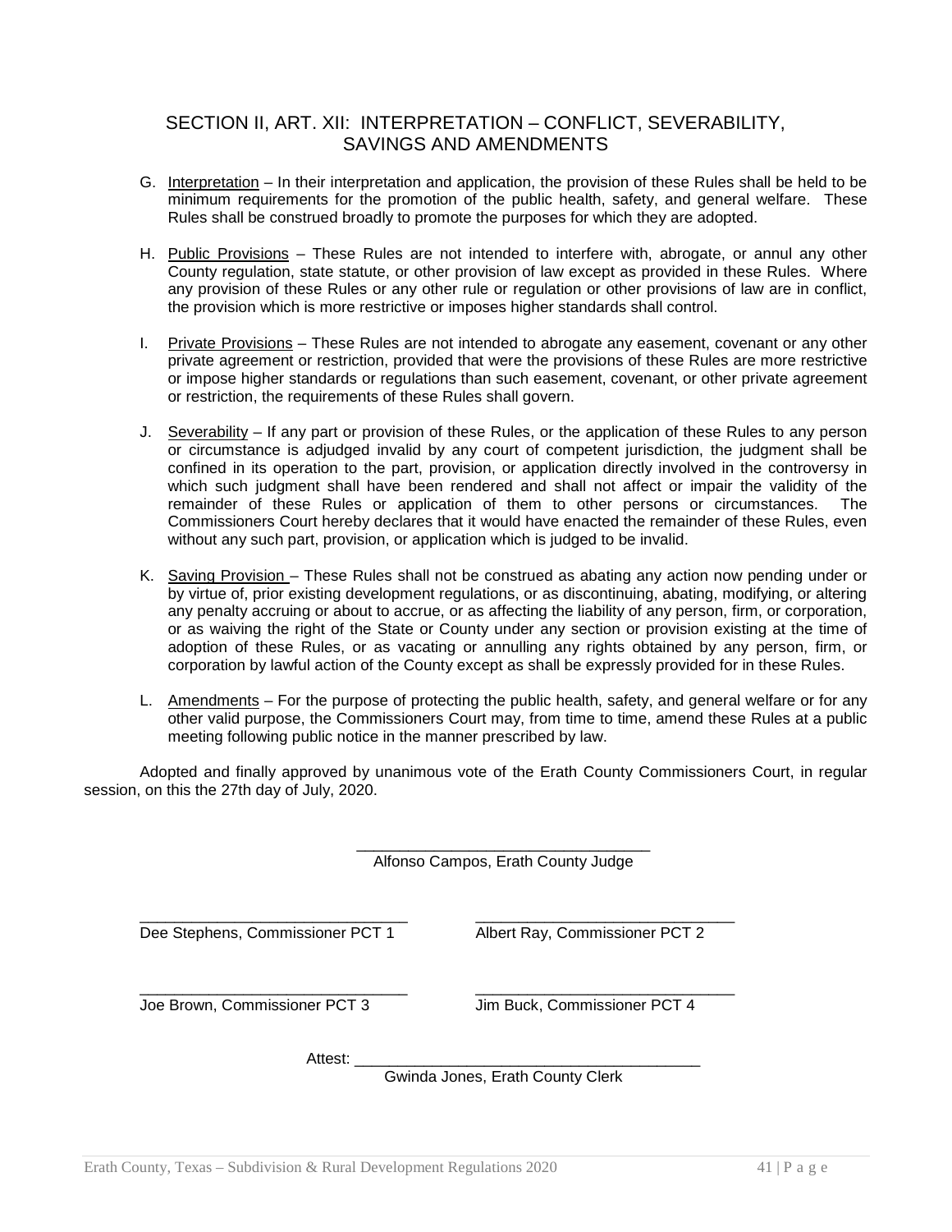## SECTION II, ART. XII: INTERPRETATION – CONFLICT, SEVERABILITY, SAVINGS AND AMENDMENTS

G. Interpretation – In their interpretation and application, the provision of these Rules shall be held to be minimum requirements for the promotion of the public health, safety, and general welfare. These Rules shall be construed broadly to promote the purposes for which they are adopted.

H. Public Provisions – These Rules are not intended to interfere with, abrogate, or annul any other County regulation, state statute, or other provision of law except as provided in these Rules. Where any provision of these Rules or any other rule or regulation or other provisions of law are in conflict, the provision which is more restrictive or imposes higher standards shall control.

I. Private Provisions – These Rules are not intended to abrogate any easement, covenant or any other private agreement or restriction, provided that were the provisions of these Rules are more restrictive or impose higher standards or regulations than such easement, covenant, or other private agreement or restriction, the requirements of these Rules shall govern.

J. Severability – If any part or provision of these Rules, or the application of these Rules to any person or circumstance is adjudged invalid by any court of competent jurisdiction, the judgment shall be confined in its operation to the part, provision, or application directly involved in the controversy in which such judgment shall have been rendered and shall not affect or impair the validity of the remainder of these Rules or application of them to other persons or circumstances. The Commissioners Court hereby declares that it would have enacted the remainder of these Rules, even without any such part, provision, or application which is judged to be invalid.

K. Saving Provision – These Rules shall not be construed as abating any action now pending under or by virtue of, prior existing development regulations, or as discontinuing, abating, modifying, or altering any penalty accruing or about to accrue, or as affecting the liability of any person, firm, or corporation, or as waiving the right of the State or County under any section or provision existing at the time of adoption of these Rules, or as vacating or annulling any rights obtained by any person, firm, or corporation by lawful action of the County except as shall be expressly provided for in these Rules.

L. Amendments – For the purpose of protecting the public health, safety, and general welfare or for any other valid purpose, the Commissioners Court may, from time to time, amend these Rules at a public meeting following public notice in the manner prescribed by law.

Adopted and finally approved by unanimous vote of the Erath County Commissioners Court, in regular session, on this the 27th day of July, 2020.

\_\_\_\_\_\_\_\_\_\_\_\_\_\_\_\_\_\_\_\_\_\_\_\_\_\_\_\_\_\_\_\_\_\_
Alfonso Campos, Erath County Judge

\_\_\_\_\_\_\_\_\_\_\_\_\_\_\_\_\_\_\_\_\_\_\_\_\_\_\_\_\_\_\_
Dee Stephens, Commissioner PCT 1

\_\_\_\_\_\_\_\_\_\_\_\_\_\_\_\_\_\_\_\_\_\_\_\_\_\_\_\_\_\_
Albert Ray, Commissioner PCT 2

\_\_\_\_\_\_\_\_\_\_\_\_\_\_\_\_\_\_\_\_\_\_\_\_\_\_\_\_\_\_\_
Joe Brown, Commissioner PCT 3

\_\_\_\_\_\_\_\_\_\_\_\_\_\_\_\_\_\_\_\_\_\_\_\_\_\_\_\_\_\_
Jim Buck, Commissioner PCT 4

Attest: \_\_\_\_\_\_\_\_\_\_\_\_\_\_\_\_\_\_\_\_\_\_\_\_\_\_\_\_\_\_\_\_\_\_\_\_\_\_\_
Gwinda Jones, Erath County Clerk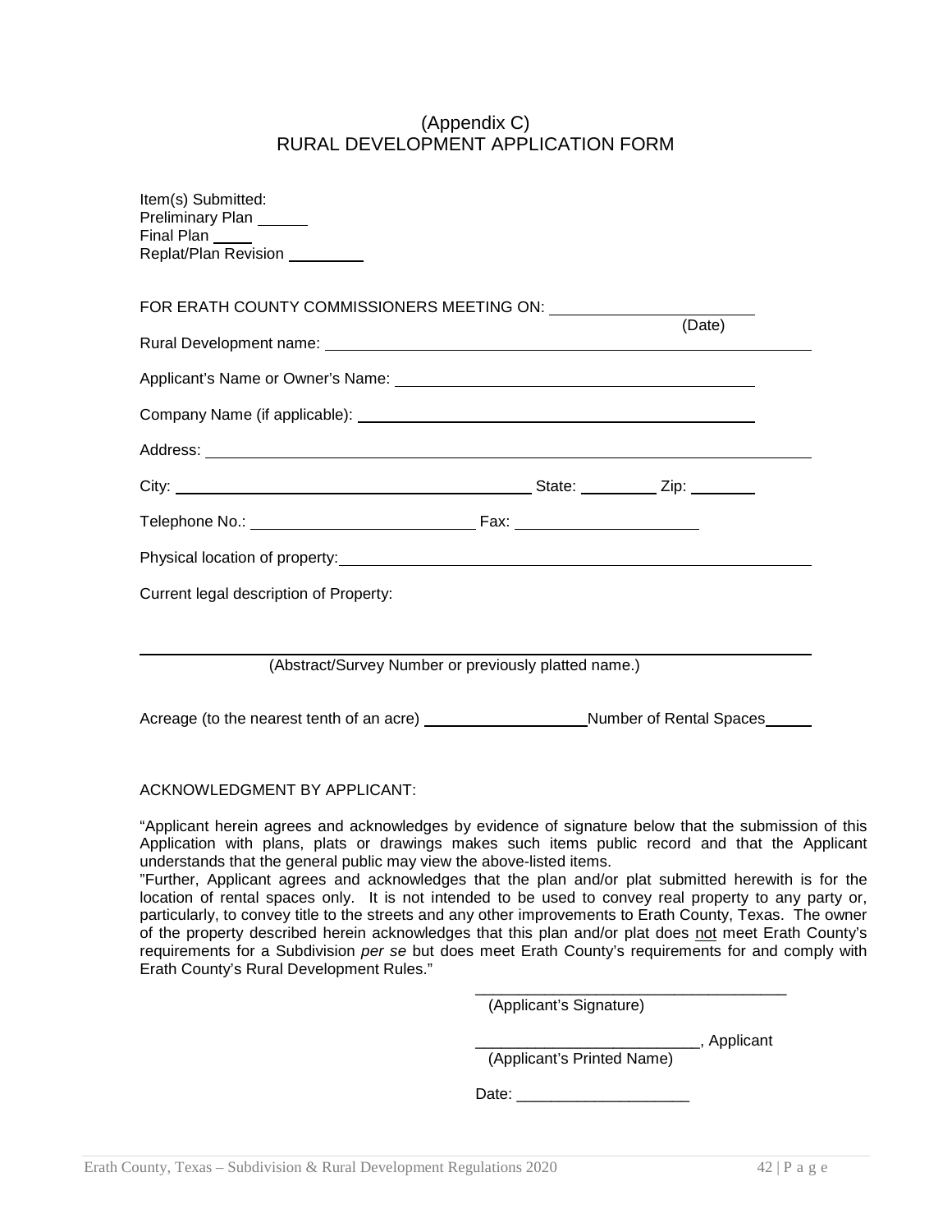# (Appendix C)
# RURAL DEVELOPMENT APPLICATION FORM

Item(s) Submitted:
Preliminary Plan ______
Final Plan _____
Replat/Plan Revision _________

FOR ERATH COUNTY COMMISSIONERS MEETING ON: ________________________
(Date)

Rural Development name: ____________________________________________________________

Applicant's Name or Owner's Name: ____________________________________________

Company Name (if applicable): ________________________________________________

Address: ______________________________________________________________________

City: ________________________________________ State: _________ Zip: ________

Telephone No.: __________________________ Fax: _____________________

Physical location of property: _____________________________________________________

Current legal description of Property:

______________________________________________________________________________
(Abstract/Survey Number or previously platted name.)

Acreage (to the nearest tenth of an acre) ___________________ Number of Rental Spaces _____

ACKNOWLEDGMENT BY APPLICANT:

"Applicant herein agrees and acknowledges by evidence of signature below that the submission of this Application with plans, plats or drawings makes such items public record and that the Applicant understands that the general public may view the above-listed items.

"Further, Applicant agrees and acknowledges that the plan and/or plat submitted herewith is for the location of rental spaces only. It is not intended to be used to convey real property to any party or, particularly, to convey title to the streets and any other improvements to Erath County, Texas. The owner of the property described herein acknowledges that this plan and/or plat does not meet Erath County's requirements for a Subdivision *per se* but does meet Erath County's requirements for and comply with Erath County's Rural Development Rules."

_____________________________________
(Applicant's Signature)

__________________________, Applicant
(Applicant's Printed Name)

Date: ____________________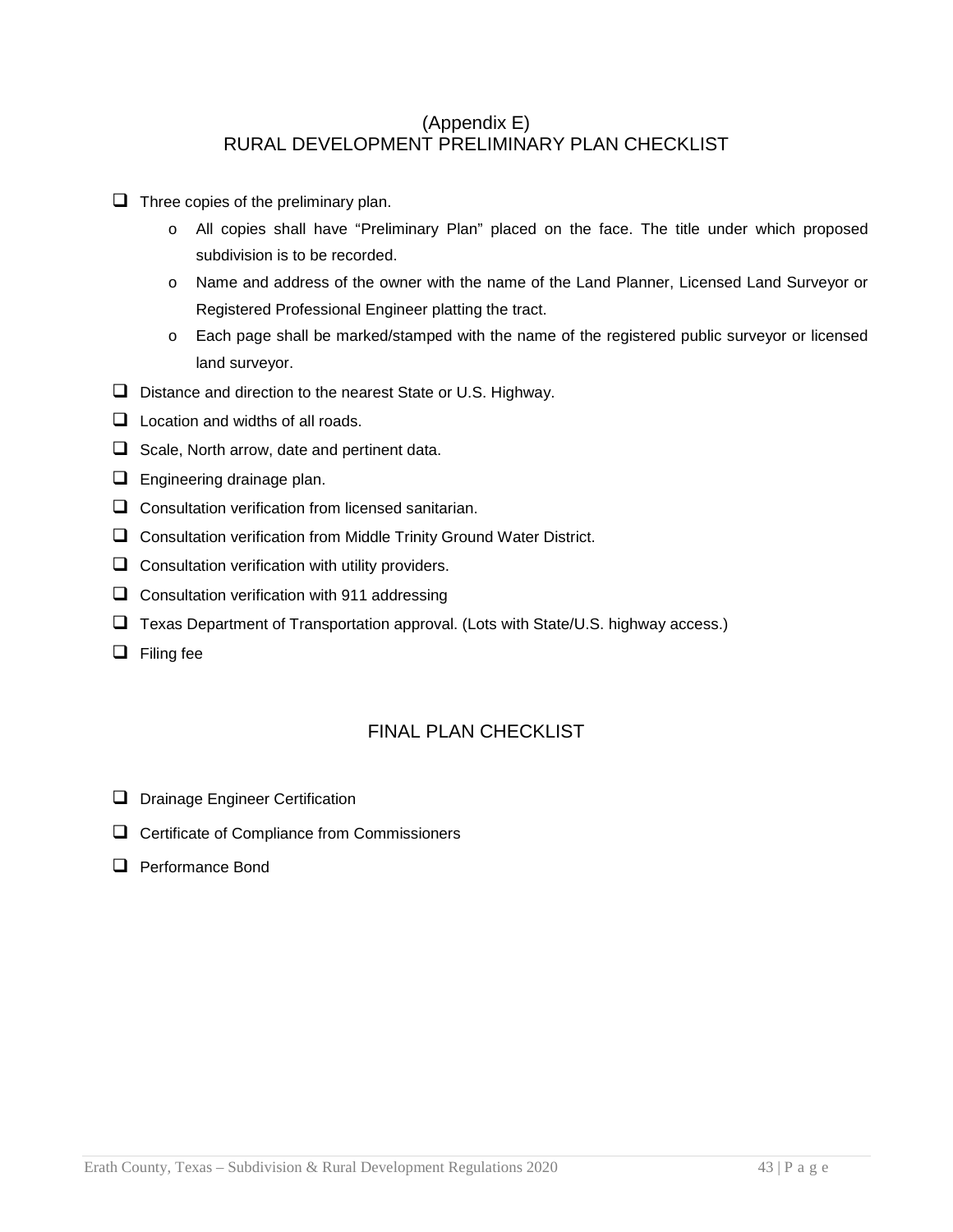## (Appendix E)
## RURAL DEVELOPMENT PRELIMINARY PLAN CHECKLIST

- ❑ Three copies of the preliminary plan.
  - o All copies shall have "Preliminary Plan" placed on the face. The title under which proposed subdivision is to be recorded.
  - o Name and address of the owner with the name of the Land Planner, Licensed Land Surveyor or Registered Professional Engineer platting the tract.
  - o Each page shall be marked/stamped with the name of the registered public surveyor or licensed land surveyor.
- ❑ Distance and direction to the nearest State or U.S. Highway.
- ❑ Location and widths of all roads.
- ❑ Scale, North arrow, date and pertinent data.
- ❑ Engineering drainage plan.
- ❑ Consultation verification from licensed sanitarian.
- ❑ Consultation verification from Middle Trinity Ground Water District.
- ❑ Consultation verification with utility providers.
- ❑ Consultation verification with 911 addressing
- ❑ Texas Department of Transportation approval. (Lots with State/U.S. highway access.)
- ❑ Filing fee

## FINAL PLAN CHECKLIST

- ❑ Drainage Engineer Certification
- ❑ Certificate of Compliance from Commissioners
- ❑ Performance Bond